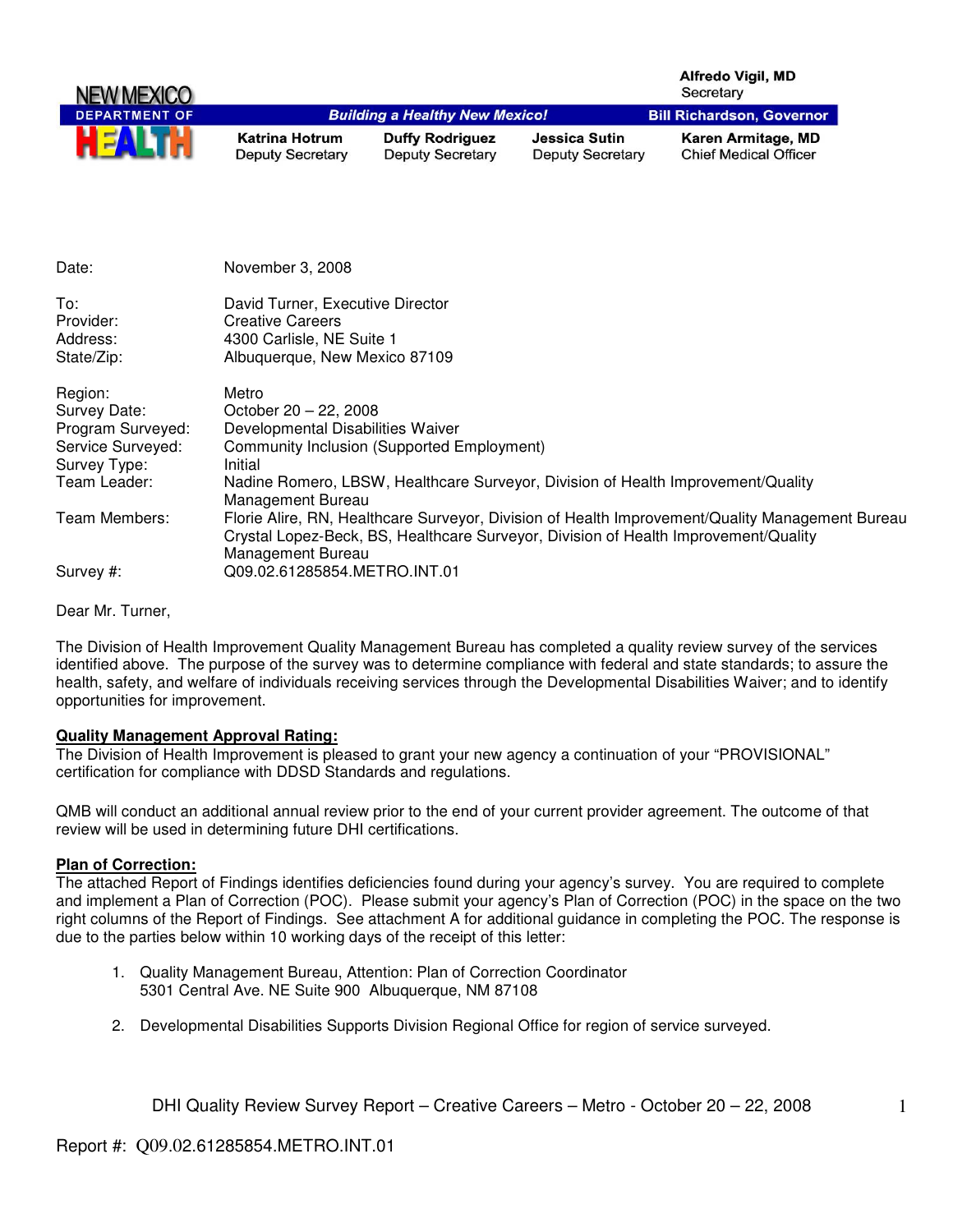NEW MEXICO DEPARTMENT OF HEALTH

**Building a Healthy New Mexico!**

**Alfredo Vigil, MD**
Secretary

**Bill Richardson, Governor**

**Katrina Hotrum** Deputy Secretary | **Duffy Rodriguez** Deputy Secretary | **Jessica Sutin** Deputy Secretary | **Karen Armitage, MD** Chief Medical Officer

| | |
|---|---|
| Date: | November 3, 2008 |
| To: | David Turner, Executive Director |
| Provider: | Creative Careers |
| Address: | 4300 Carlisle, NE Suite 1 |
| State/Zip: | Albuquerque, New Mexico 87109 |
| Region: | Metro |
| Survey Date: | October 20 – 22, 2008 |
| Program Surveyed: | Developmental Disabilities Waiver |
| Service Surveyed: | Community Inclusion (Supported Employment) |
| Survey Type: | Initial |
| Team Leader: | Nadine Romero, LBSW, Healthcare Surveyor, Division of Health Improvement/Quality Management Bureau |
| Team Members: | Florie Alire, RN, Healthcare Surveyor, Division of Health Improvement/Quality Management Bureau<br>Crystal Lopez-Beck, BS, Healthcare Surveyor, Division of Health Improvement/Quality Management Bureau |
| Survey #: | Q09.02.61285854.METRO.INT.01 |

Dear Mr. Turner,

The Division of Health Improvement Quality Management Bureau has completed a quality review survey of the services identified above. The purpose of the survey was to determine compliance with federal and state standards; to assure the health, safety, and welfare of individuals receiving services through the Developmental Disabilities Waiver; and to identify opportunities for improvement.

**Quality Management Approval Rating:**

The Division of Health Improvement is pleased to grant your new agency a continuation of your "PROVISIONAL" certification for compliance with DDSD Standards and regulations.

QMB will conduct an additional annual review prior to the end of your current provider agreement. The outcome of that review will be used in determining future DHI certifications.

**Plan of Correction:**

The attached Report of Findings identifies deficiencies found during your agency's survey. You are required to complete and implement a Plan of Correction (POC). Please submit your agency's Plan of Correction (POC) in the space on the two right columns of the Report of Findings. See attachment A for additional guidance in completing the POC. The response is due to the parties below within 10 working days of the receipt of this letter:

1. Quality Management Bureau, Attention: Plan of Correction Coordinator
   5301 Central Ave. NE Suite 900 Albuquerque, NM 87108

2. Developmental Disabilities Supports Division Regional Office for region of service surveyed.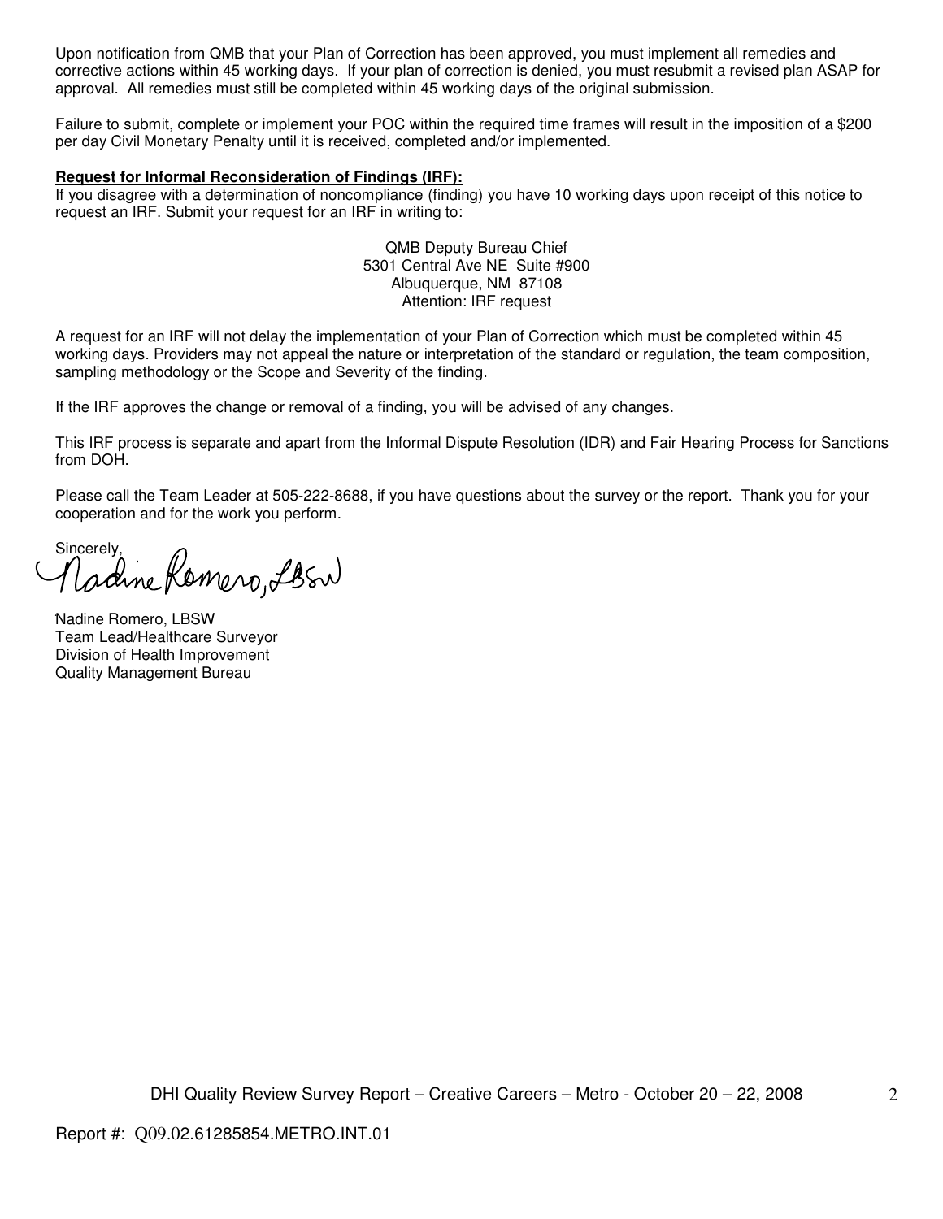Upon notification from QMB that your Plan of Correction has been approved, you must implement all remedies and corrective actions within 45 working days. If your plan of correction is denied, you must resubmit a revised plan ASAP for approval. All remedies must still be completed within 45 working days of the original submission.

Failure to submit, complete or implement your POC within the required time frames will result in the imposition of a $200 per day Civil Monetary Penalty until it is received, completed and/or implemented.

**Request for Informal Reconsideration of Findings (IRF):**

If you disagree with a determination of noncompliance (finding) you have 10 working days upon receipt of this notice to request an IRF. Submit your request for an IRF in writing to:

QMB Deputy Bureau Chief
5301 Central Ave NE Suite #900
Albuquerque, NM 87108
Attention: IRF request

A request for an IRF will not delay the implementation of your Plan of Correction which must be completed within 45 working days. Providers may not appeal the nature or interpretation of the standard or regulation, the team composition, sampling methodology or the Scope and Severity of the finding.

If the IRF approves the change or removal of a finding, you will be advised of any changes.

This IRF process is separate and apart from the Informal Dispute Resolution (IDR) and Fair Hearing Process for Sanctions from DOH.

Please call the Team Leader at 505-222-8688, if you have questions about the survey or the report. Thank you for your cooperation and for the work you perform.

Sincerely,

Nadine Romero, LBSW

Nadine Romero, LBSW
Team Lead/Healthcare Surveyor
Division of Health Improvement
Quality Management Bureau

DHI Quality Review Survey Report – Creative Careers – Metro - October 20 – 22, 2008

Report #: Q09.02.61285854.METRO.INT.01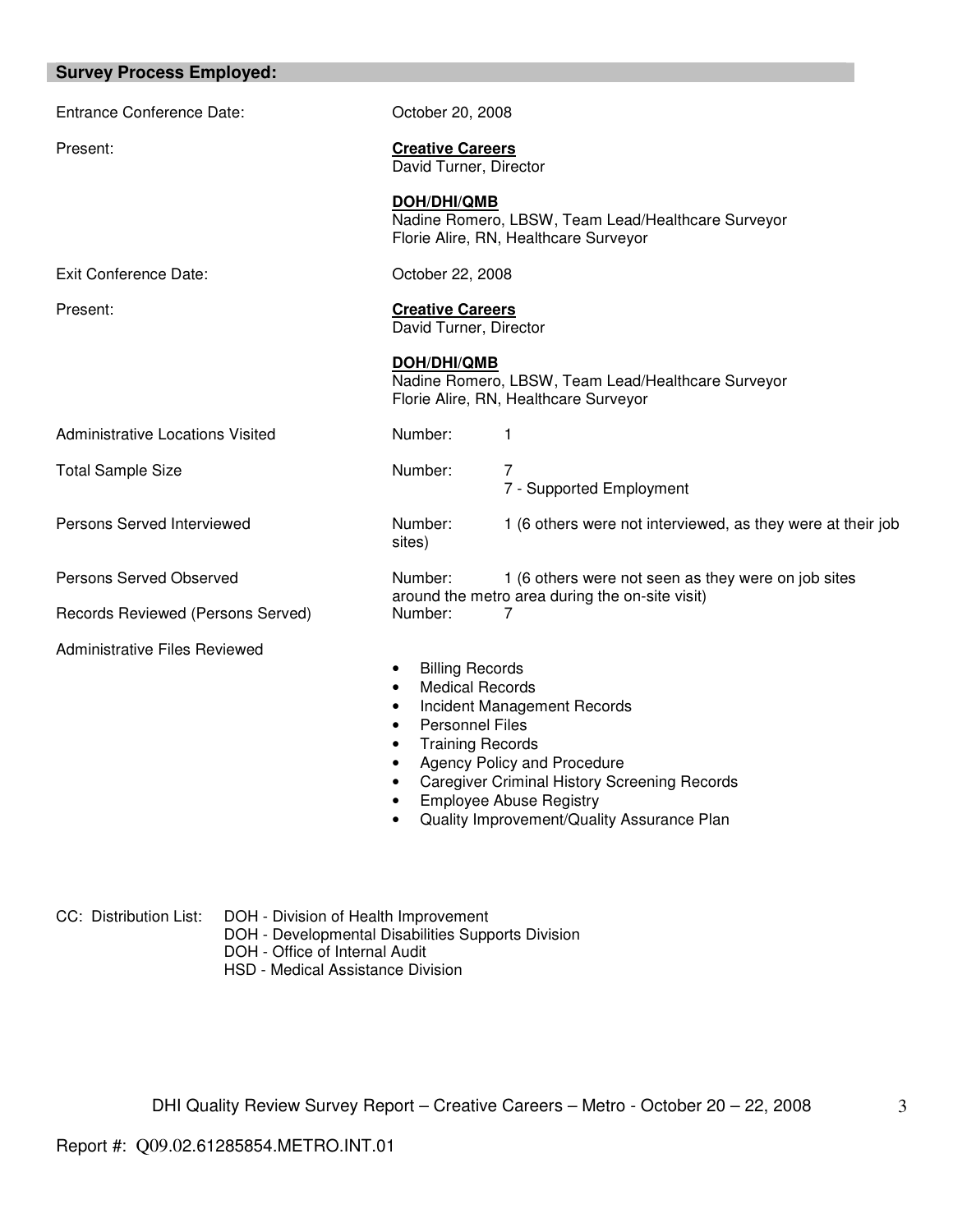## Survey Process Employed:

| | |
|---|---|
| Entrance Conference Date: | October 20, 2008 |
| Present: | **Creative Careers**<br>David Turner, Director<br><br>**DOH/DHI/QMB**<br>Nadine Romero, LBSW, Team Lead/Healthcare Surveyor<br>Florie Alire, RN, Healthcare Surveyor |
| Exit Conference Date: | October 22, 2008 |
| Present: | **Creative Careers**<br>David Turner, Director<br><br>**DOH/DHI/QMB**<br>Nadine Romero, LBSW, Team Lead/Healthcare Surveyor<br>Florie Alire, RN, Healthcare Surveyor |
| Administrative Locations Visited | Number: 1 |
| Total Sample Size | Number: 7<br>7 - Supported Employment |
| Persons Served Interviewed | Number: 1 (6 others were not interviewed, as they were at their job sites) |
| Persons Served Observed | Number: 1 (6 others were not seen as they were on job sites around the metro area during the on-site visit) |
| Records Reviewed (Persons Served) | Number: 7 |
| Administrative Files Reviewed | |

- Billing Records
- Medical Records
- Incident Management Records
- Personnel Files
- Training Records
- Agency Policy and Procedure
- Caregiver Criminal History Screening Records
- Employee Abuse Registry
- Quality Improvement/Quality Assurance Plan

CC: Distribution List:
- DOH - Division of Health Improvement
- DOH - Developmental Disabilities Supports Division
- DOH - Office of Internal Audit
- HSD - Medical Assistance Division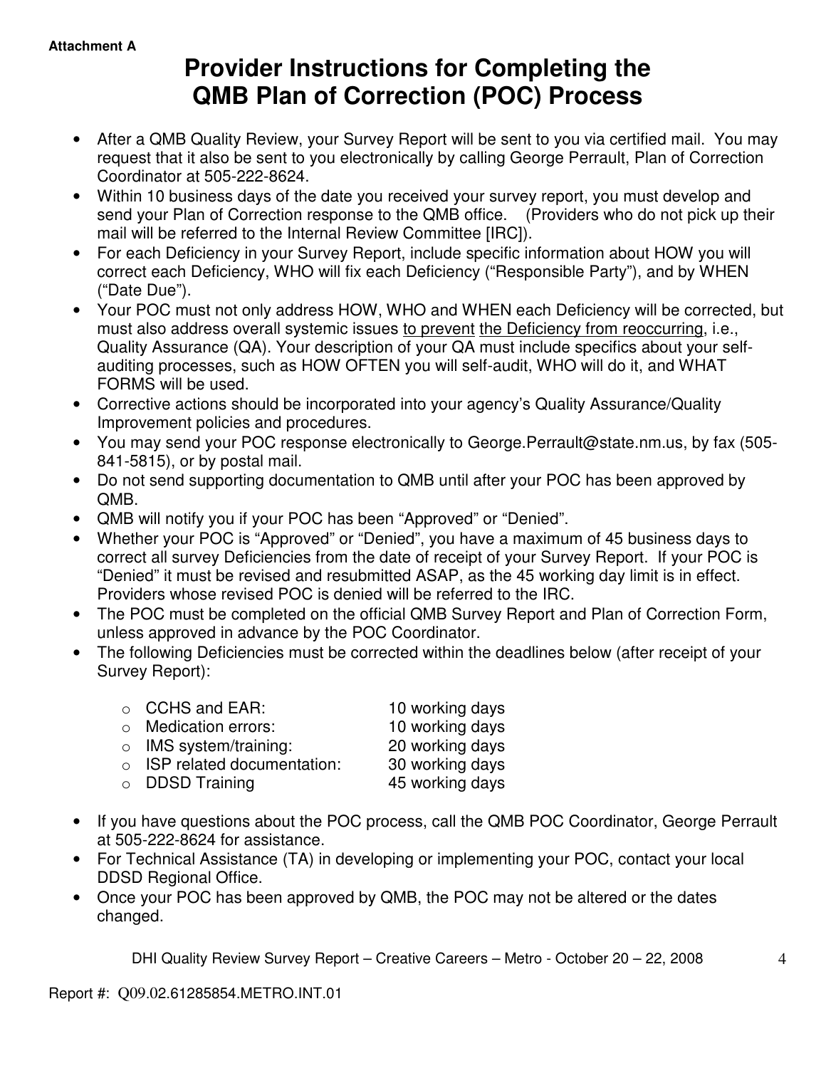**Attachment A**

# Provider Instructions for Completing the QMB Plan of Correction (POC) Process

- After a QMB Quality Review, your Survey Report will be sent to you via certified mail. You may request that it also be sent to you electronically by calling George Perrault, Plan of Correction Coordinator at 505-222-8624.
- Within 10 business days of the date you received your survey report, you must develop and send your Plan of Correction response to the QMB office. (Providers who do not pick up their mail will be referred to the Internal Review Committee [IRC]).
- For each Deficiency in your Survey Report, include specific information about HOW you will correct each Deficiency, WHO will fix each Deficiency ("Responsible Party"), and by WHEN ("Date Due").
- Your POC must not only address HOW, WHO and WHEN each Deficiency will be corrected, but must also address overall systemic issues <u>to prevent</u> <u>the Deficiency from reoccurring</u>, i.e., Quality Assurance (QA). Your description of your QA must include specifics about your self-auditing processes, such as HOW OFTEN you will self-audit, WHO will do it, and WHAT FORMS will be used.
- Corrective actions should be incorporated into your agency's Quality Assurance/Quality Improvement policies and procedures.
- You may send your POC response electronically to George.Perrault@state.nm.us, by fax (505-841-5815), or by postal mail.
- Do not send supporting documentation to QMB until after your POC has been approved by QMB.
- QMB will notify you if your POC has been "Approved" or "Denied".
- Whether your POC is "Approved" or "Denied", you have a maximum of 45 business days to correct all survey Deficiencies from the date of receipt of your Survey Report. If your POC is "Denied" it must be revised and resubmitted ASAP, as the 45 working day limit is in effect. Providers whose revised POC is denied will be referred to the IRC.
- The POC must be completed on the official QMB Survey Report and Plan of Correction Form, unless approved in advance by the POC Coordinator.
- The following Deficiencies must be corrected within the deadlines below (after receipt of your Survey Report):
  - CCHS and EAR: 10 working days
  - Medication errors: 10 working days
  - IMS system/training: 20 working days
  - ISP related documentation: 30 working days
  - DDSD Training 45 working days
- If you have questions about the POC process, call the QMB POC Coordinator, George Perrault at 505-222-8624 for assistance.
- For Technical Assistance (TA) in developing or implementing your POC, contact your local DDSD Regional Office.
- Once your POC has been approved by QMB, the POC may not be altered or the dates changed.

DHI Quality Review Survey Report – Creative Careers – Metro - October 20 – 22, 2008

Report #: Q09.02.61285854.METRO.INT.01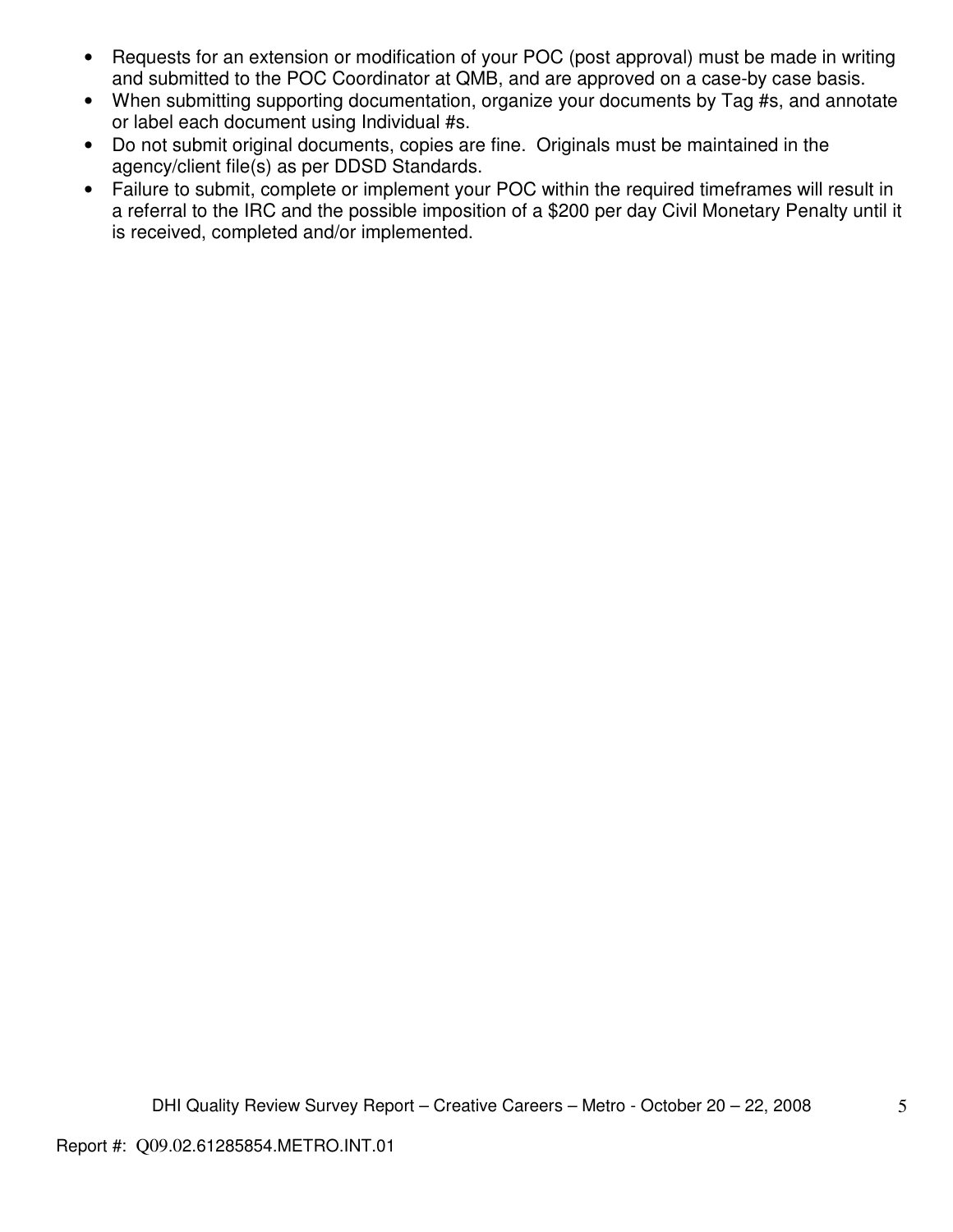- Requests for an extension or modification of your POC (post approval) must be made in writing and submitted to the POC Coordinator at QMB, and are approved on a case-by case basis.
- When submitting supporting documentation, organize your documents by Tag #s, and annotate or label each document using Individual #s.
- Do not submit original documents, copies are fine. Originals must be maintained in the agency/client file(s) as per DDSD Standards.
- Failure to submit, complete or implement your POC within the required timeframes will result in a referral to the IRC and the possible imposition of a $200 per day Civil Monetary Penalty until it is received, completed and/or implemented.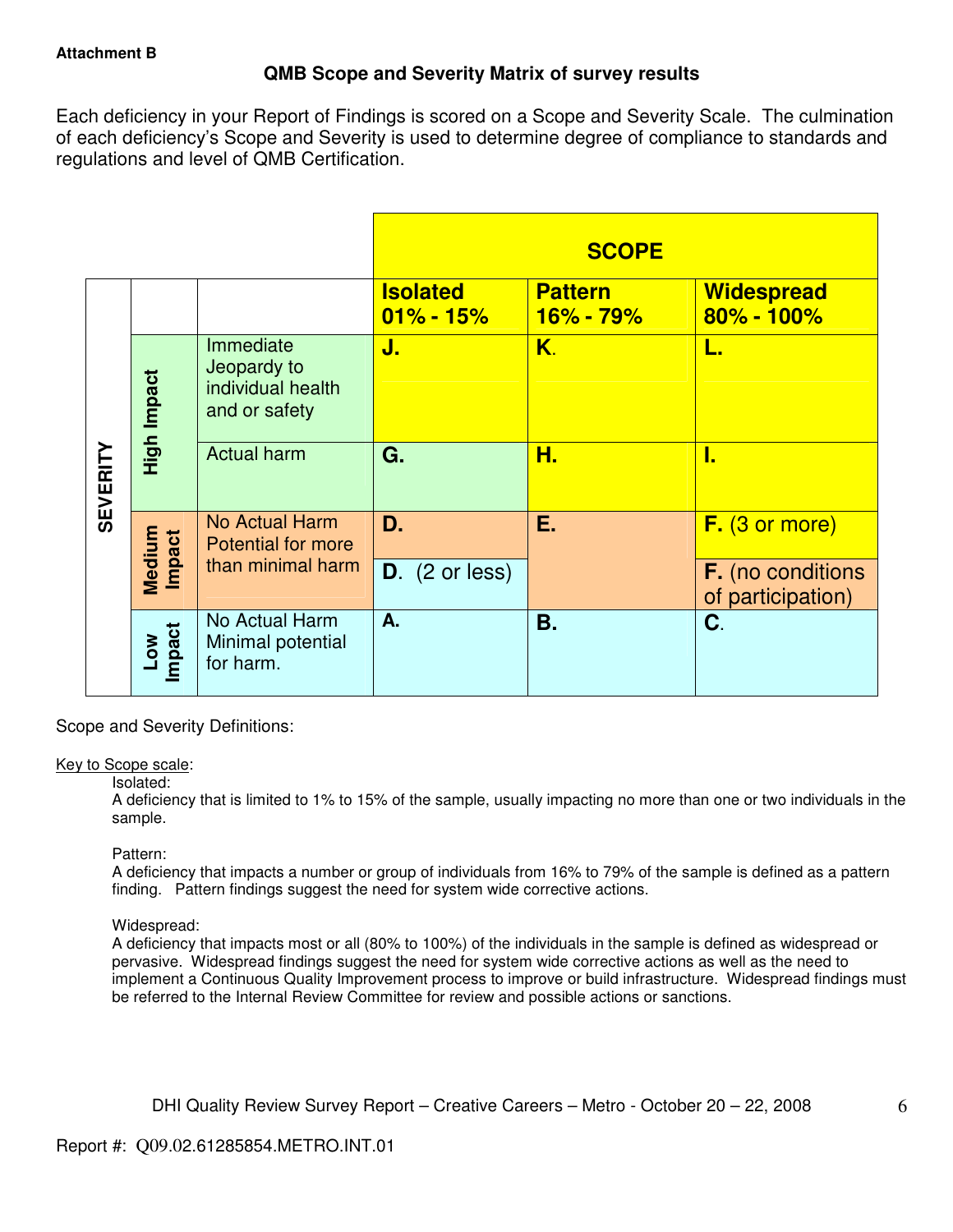**Attachment B**

## QMB Scope and Severity Matrix of survey results

Each deficiency in your Report of Findings is scored on a Scope and Severity Scale. The culmination of each deficiency's Scope and Severity is used to determine degree of compliance to standards and regulations and level of QMB Certification.

| | | | SCOPE | | |
|---|---|---|---|---|---|
| | | | **Isolated 01% - 15%** | **Pattern 16% - 79%** | **Widespread 80% - 100%** |
| **SEVERITY** | **High Impact** | Immediate Jeopardy to individual health and or safety | **J.** | **K.** | **L.** |
| | | Actual harm | **G.** | **H.** | **I.** |
| | **Medium Impact** | No Actual Harm Potential for more than minimal harm | **D.** | **E.** | **F.** (3 or more) |
| | | | **D.** (2 or less) | | **F.** (no conditions of participation) |
| | **Low Impact** | No Actual Harm Minimal potential for harm. | **A.** | **B.** | **C.** |

Scope and Severity Definitions:

<u>Key to Scope scale</u>:

Isolated:
A deficiency that is limited to 1% to 15% of the sample, usually impacting no more than one or two individuals in the sample.

Pattern:
A deficiency that impacts a number or group of individuals from 16% to 79% of the sample is defined as a pattern finding. Pattern findings suggest the need for system wide corrective actions.

Widespread:
A deficiency that impacts most or all (80% to 100%) of the individuals in the sample is defined as widespread or pervasive. Widespread findings suggest the need for system wide corrective actions as well as the need to implement a Continuous Quality Improvement process to improve or build infrastructure. Widespread findings must be referred to the Internal Review Committee for review and possible actions or sanctions.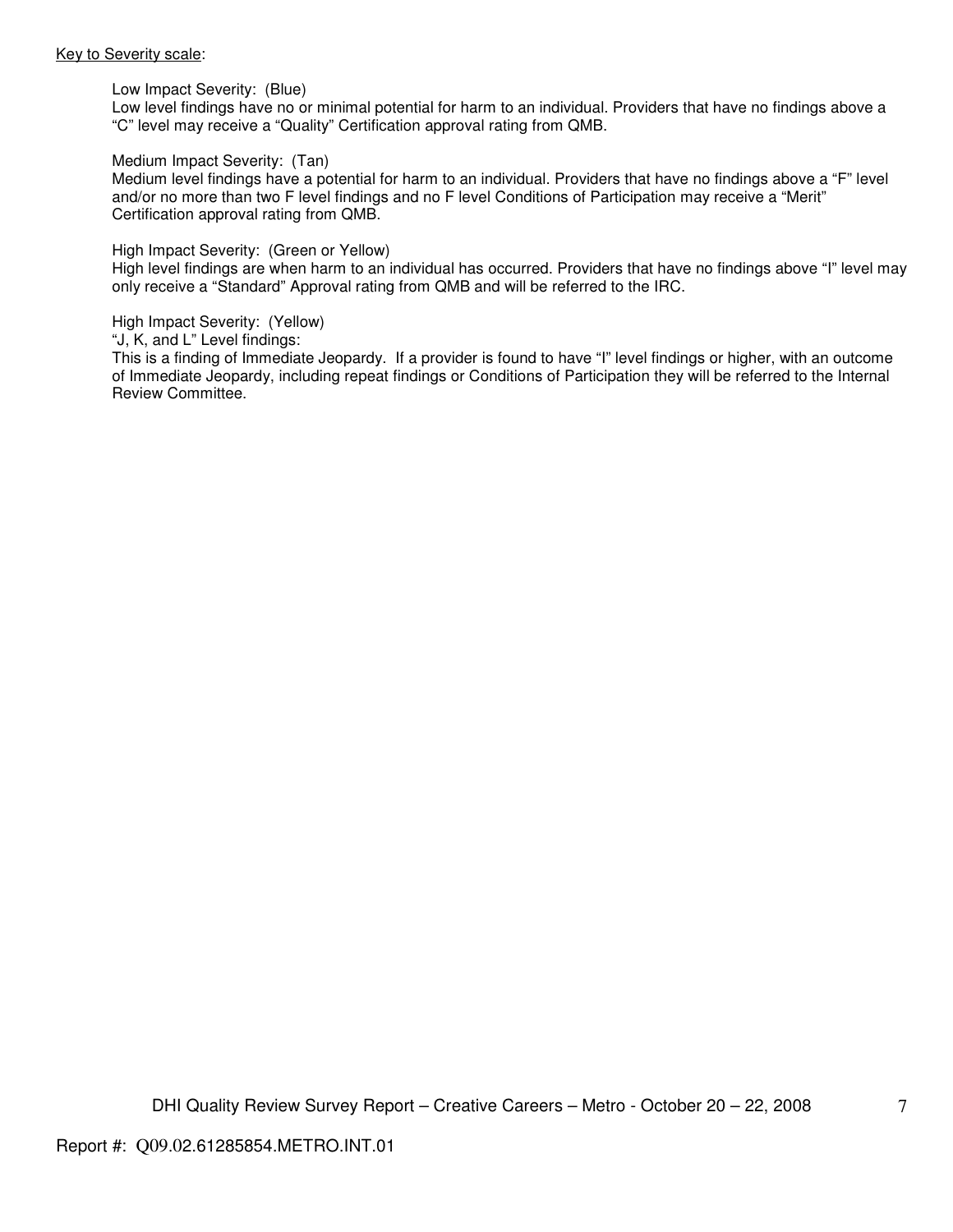<u>Key to Severity scale</u>:

Low Impact Severity: (Blue)
Low level findings have no or minimal potential for harm to an individual. Providers that have no findings above a "C" level may receive a "Quality" Certification approval rating from QMB.

Medium Impact Severity: (Tan)
Medium level findings have a potential for harm to an individual. Providers that have no findings above a "F" level and/or no more than two F level findings and no F level Conditions of Participation may receive a "Merit" Certification approval rating from QMB.

High Impact Severity: (Green or Yellow)
High level findings are when harm to an individual has occurred. Providers that have no findings above "I" level may only receive a "Standard" Approval rating from QMB and will be referred to the IRC.

High Impact Severity: (Yellow)
"J, K, and L" Level findings:
This is a finding of Immediate Jeopardy. If a provider is found to have "I" level findings or higher, with an outcome of Immediate Jeopardy, including repeat findings or Conditions of Participation they will be referred to the Internal Review Committee.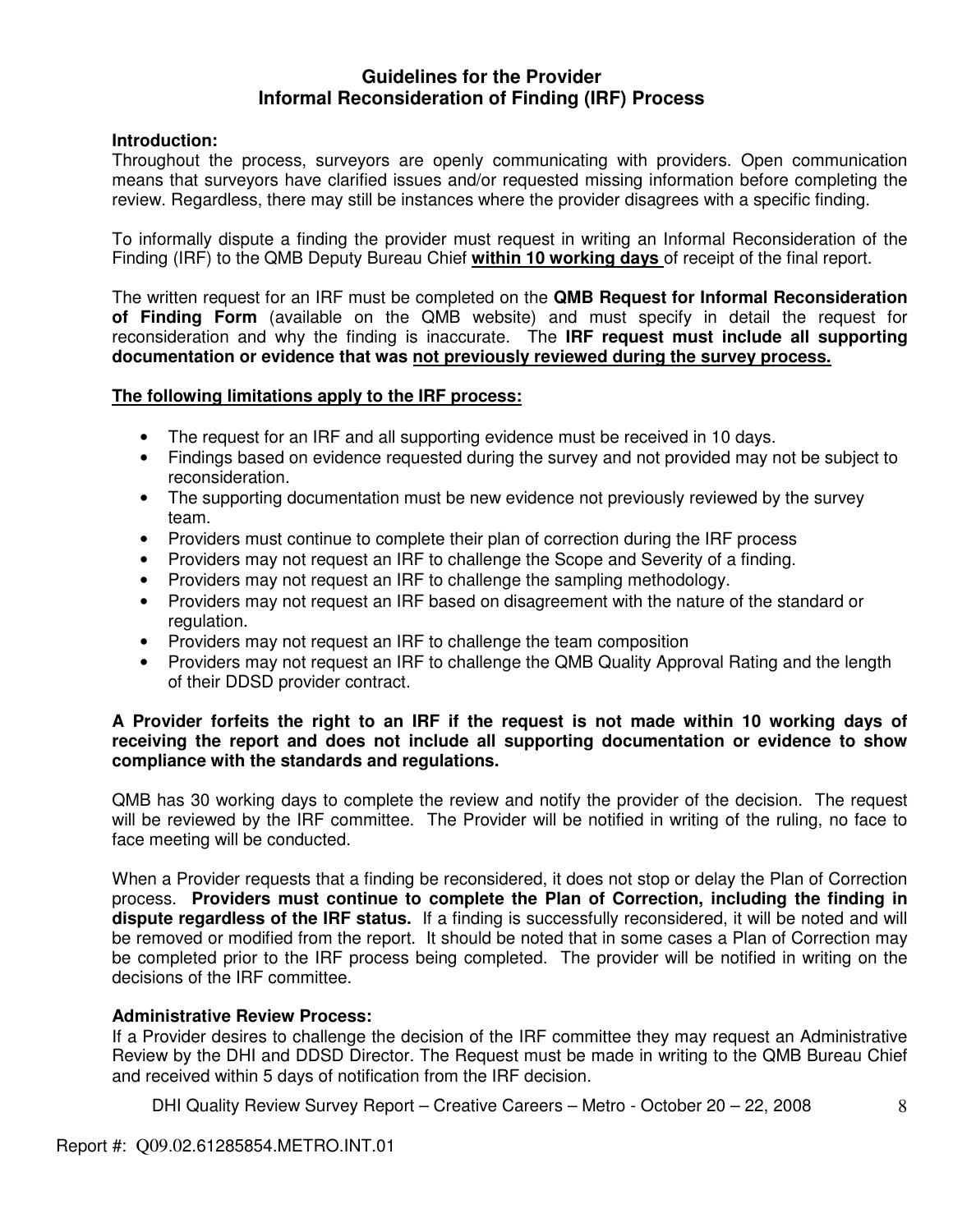## Guidelines for the Provider Informal Reconsideration of Finding (IRF) Process

**Introduction:**
Throughout the process, surveyors are openly communicating with providers. Open communication means that surveyors have clarified issues and/or requested missing information before completing the review. Regardless, there may still be instances where the provider disagrees with a specific finding.

To informally dispute a finding the provider must request in writing an Informal Reconsideration of the Finding (IRF) to the QMB Deputy Bureau Chief **within 10 working days** of receipt of the final report.

The written request for an IRF must be completed on the **QMB Request for Informal Reconsideration of Finding Form** (available on the QMB website) and must specify in detail the request for reconsideration and why the finding is inaccurate. The **IRF request must include all supporting documentation or evidence that was not previously reviewed during the survey process.**

**The following limitations apply to the IRF process:**

- The request for an IRF and all supporting evidence must be received in 10 days.
- Findings based on evidence requested during the survey and not provided may not be subject to reconsideration.
- The supporting documentation must be new evidence not previously reviewed by the survey team.
- Providers must continue to complete their plan of correction during the IRF process
- Providers may not request an IRF to challenge the Scope and Severity of a finding.
- Providers may not request an IRF to challenge the sampling methodology.
- Providers may not request an IRF based on disagreement with the nature of the standard or regulation.
- Providers may not request an IRF to challenge the team composition
- Providers may not request an IRF to challenge the QMB Quality Approval Rating and the length of their DDSD provider contract.

**A Provider forfeits the right to an IRF if the request is not made within 10 working days of receiving the report and does not include all supporting documentation or evidence to show compliance with the standards and regulations.**

QMB has 30 working days to complete the review and notify the provider of the decision. The request will be reviewed by the IRF committee. The Provider will be notified in writing of the ruling, no face to face meeting will be conducted.

When a Provider requests that a finding be reconsidered, it does not stop or delay the Plan of Correction process. **Providers must continue to complete the Plan of Correction, including the finding in dispute regardless of the IRF status.** If a finding is successfully reconsidered, it will be noted and will be removed or modified from the report. It should be noted that in some cases a Plan of Correction may be completed prior to the IRF process being completed. The provider will be notified in writing on the decisions of the IRF committee.

**Administrative Review Process:**
If a Provider desires to challenge the decision of the IRF committee they may request an Administrative Review by the DHI and DDSD Director. The Request must be made in writing to the QMB Bureau Chief and received within 5 days of notification from the IRF decision.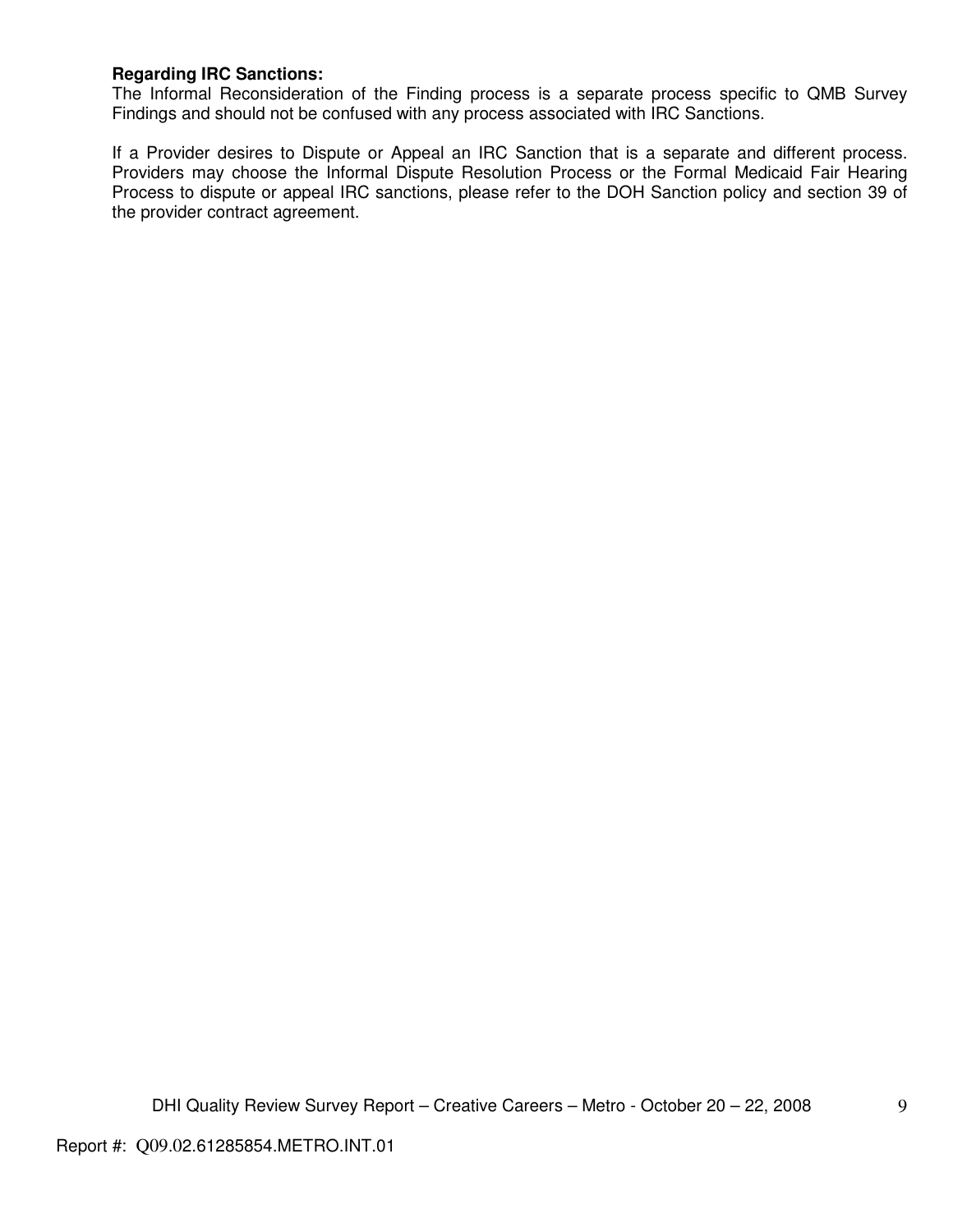**Regarding IRC Sanctions:**
The Informal Reconsideration of the Finding process is a separate process specific to QMB Survey Findings and should not be confused with any process associated with IRC Sanctions.

If a Provider desires to Dispute or Appeal an IRC Sanction that is a separate and different process. Providers may choose the Informal Dispute Resolution Process or the Formal Medicaid Fair Hearing Process to dispute or appeal IRC sanctions, please refer to the DOH Sanction policy and section 39 of the provider contract agreement.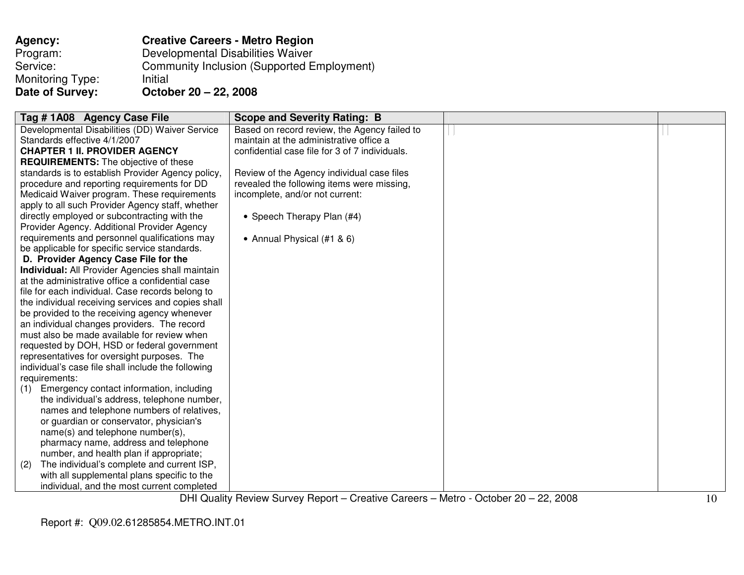**Agency:** **Creative Careers - Metro Region**
Program: Developmental Disabilities Waiver
Service: Community Inclusion (Supported Employment)
Monitoring Type: Initial
**Date of Survey:** **October 20 – 22, 2008**

| Tag # 1A08 Agency Case File | Scope and Severity Rating: B | | |
|---|---|---|---|
| Developmental Disabilities (DD) Waiver Service Standards effective 4/1/2007<br>**CHAPTER 1 II. PROVIDER AGENCY REQUIREMENTS:** The objective of these standards is to establish Provider Agency policy, procedure and reporting requirements for DD Medicaid Waiver program. These requirements apply to all such Provider Agency staff, whether directly employed or subcontracting with the Provider Agency. Additional Provider Agency requirements and personnel qualifications may be applicable for specific service standards.<br>**D. Provider Agency Case File for the Individual:** All Provider Agencies shall maintain at the administrative office a confidential case file for each individual. Case records belong to the individual receiving services and copies shall be provided to the receiving agency whenever an individual changes providers. The record must also be made available for review when requested by DOH, HSD or federal government representatives for oversight purposes. The individual's case file shall include the following requirements:<br>(1) Emergency contact information, including the individual's address, telephone number, names and telephone numbers of relatives, or guardian or conservator, physician's name(s) and telephone number(s), pharmacy name, address and telephone number, and health plan if appropriate;<br>(2) The individual's complete and current ISP, with all supplemental plans specific to the individual, and the most current completed | Based on record review, the Agency failed to maintain at the administrative office a confidential case file for 3 of 7 individuals.<br><br>Review of the Agency individual case files revealed the following items were missing, incomplete, and/or not current:<br><br>• Speech Therapy Plan (#4)<br><br>• Annual Physical (#1 & 6) | | |

Report #: Q09.02.61285854.METRO.INT.01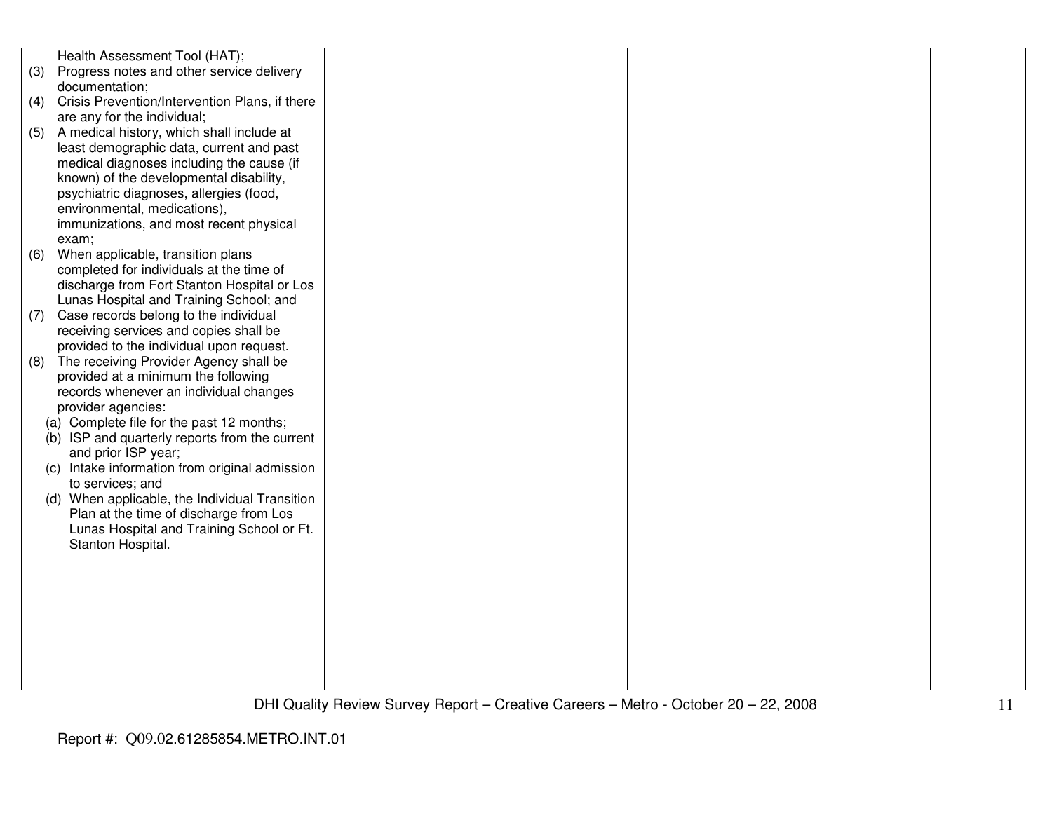| | | | |
|---|---|---|---|
| Health Assessment Tool (HAT);<br>(3) Progress notes and other service delivery documentation;<br>(4) Crisis Prevention/Intervention Plans, if there are any for the individual;<br>(5) A medical history, which shall include at least demographic data, current and past medical diagnoses including the cause (if known) of the developmental disability, psychiatric diagnoses, allergies (food, environmental, medications), immunizations, and most recent physical exam;<br>(6) When applicable, transition plans completed for individuals at the time of discharge from Fort Stanton Hospital or Los Lunas Hospital and Training School; and<br>(7) Case records belong to the individual receiving services and copies shall be provided to the individual upon request.<br>(8) The receiving Provider Agency shall be provided at a minimum the following records whenever an individual changes provider agencies:<br>(a) Complete file for the past 12 months;<br>(b) ISP and quarterly reports from the current and prior ISP year;<br>(c) Intake information from original admission to services; and<br>(d) When applicable, the Individual Transition Plan at the time of discharge from Los Lunas Hospital and Training School or Ft. Stanton Hospital. | | | |

DHI Quality Review Survey Report – Creative Careers – Metro - October 20 – 22, 2008

Report #: Q09.02.61285854.METRO.INT.01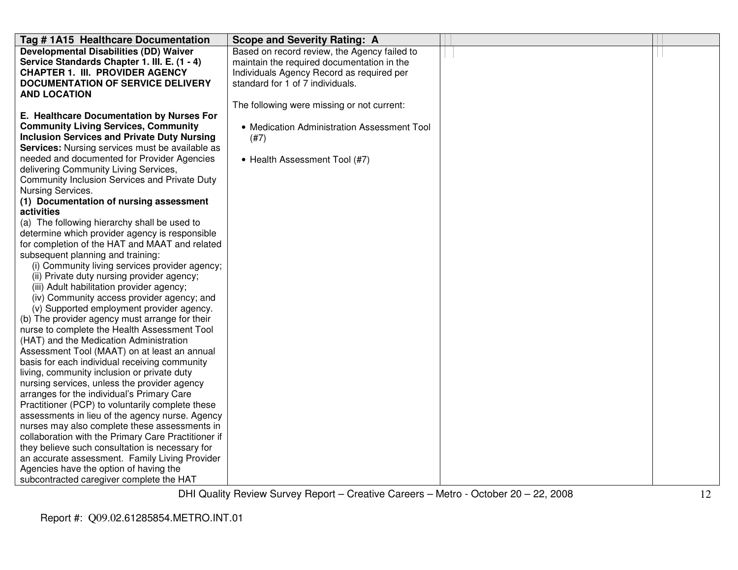| Tag # 1A15 Healthcare Documentation | Scope and Severity Rating: A | | |
|---|---|---|---|
| **Developmental Disabilities (DD) Waiver Service Standards Chapter 1. III. E. (1 - 4)**<br>**CHAPTER 1. III. PROVIDER AGENCY DOCUMENTATION OF SERVICE DELIVERY AND LOCATION**<br><br>**E. Healthcare Documentation by Nurses For Community Living Services, Community Inclusion Services and Private Duty Nursing Services:** Nursing services must be available as needed and documented for Provider Agencies delivering Community Living Services, Community Inclusion Services and Private Duty Nursing Services.<br>**(1) Documentation of nursing assessment activities**<br>(a) The following hierarchy shall be used to determine which provider agency is responsible for completion of the HAT and MAAT and related subsequent planning and training:<br>(i) Community living services provider agency;<br>(ii) Private duty nursing provider agency;<br>(iii) Adult habilitation provider agency;<br>(iv) Community access provider agency; and<br>(v) Supported employment provider agency.<br>(b) The provider agency must arrange for their nurse to complete the Health Assessment Tool (HAT) and the Medication Administration Assessment Tool (MAAT) on at least an annual basis for each individual receiving community living, community inclusion or private duty nursing services, unless the provider agency arranges for the individual's Primary Care Practitioner (PCP) to voluntarily complete these assessments in lieu of the agency nurse. Agency nurses may also complete these assessments in collaboration with the Primary Care Practitioner if they believe such consultation is necessary for an accurate assessment. Family Living Provider Agencies have the option of having the subcontracted caregiver complete the HAT | Based on record review, the Agency failed to maintain the required documentation in the Individuals Agency Record as required per standard for 1 of 7 individuals.<br><br>The following were missing or not current:<br><br>• Medication Administration Assessment Tool (#7)<br><br>• Health Assessment Tool (#7) | | |

Report #: Q09.02.61285854.METRO.INT.01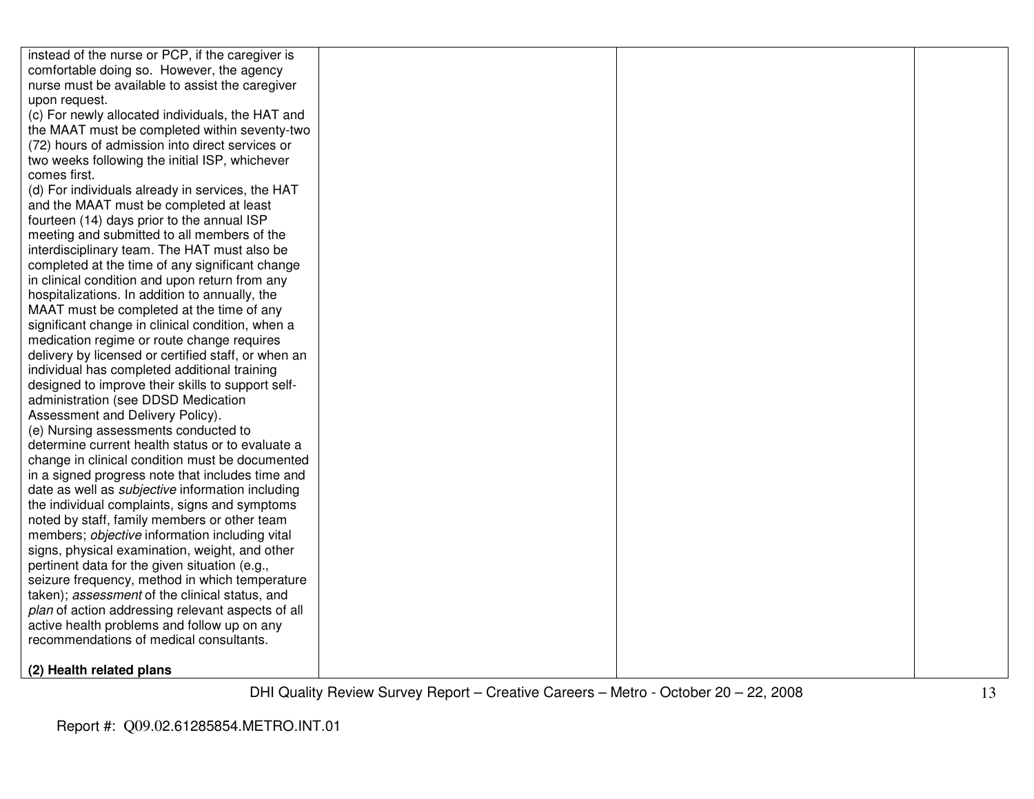| | | | |
|---|---|---|---|
| instead of the nurse or PCP, if the caregiver is comfortable doing so. However, the agency nurse must be available to assist the caregiver upon request.<br>(c) For newly allocated individuals, the HAT and the MAAT must be completed within seventy-two (72) hours of admission into direct services or two weeks following the initial ISP, whichever comes first.<br>(d) For individuals already in services, the HAT and the MAAT must be completed at least fourteen (14) days prior to the annual ISP meeting and submitted to all members of the interdisciplinary team. The HAT must also be completed at the time of any significant change in clinical condition and upon return from any hospitalizations. In addition to annually, the MAAT must be completed at the time of any significant change in clinical condition, when a medication regime or route change requires delivery by licensed or certified staff, or when an individual has completed additional training designed to improve their skills to support self-administration (see DDSD Medication Assessment and Delivery Policy).<br>(e) Nursing assessments conducted to determine current health status or to evaluate a change in clinical condition must be documented in a signed progress note that includes time and date as well as *subjective* information including the individual complaints, signs and symptoms noted by staff, family members or other team members; *objective* information including vital signs, physical examination, weight, and other pertinent data for the given situation (e.g., seizure frequency, method in which temperature taken); *assessment* of the clinical status, and *plan* of action addressing relevant aspects of all active health problems and follow up on any recommendations of medical consultants.<br><br>**(2) Health related plans** | | | |

Report #: Q09.02.61285854.METRO.INT.01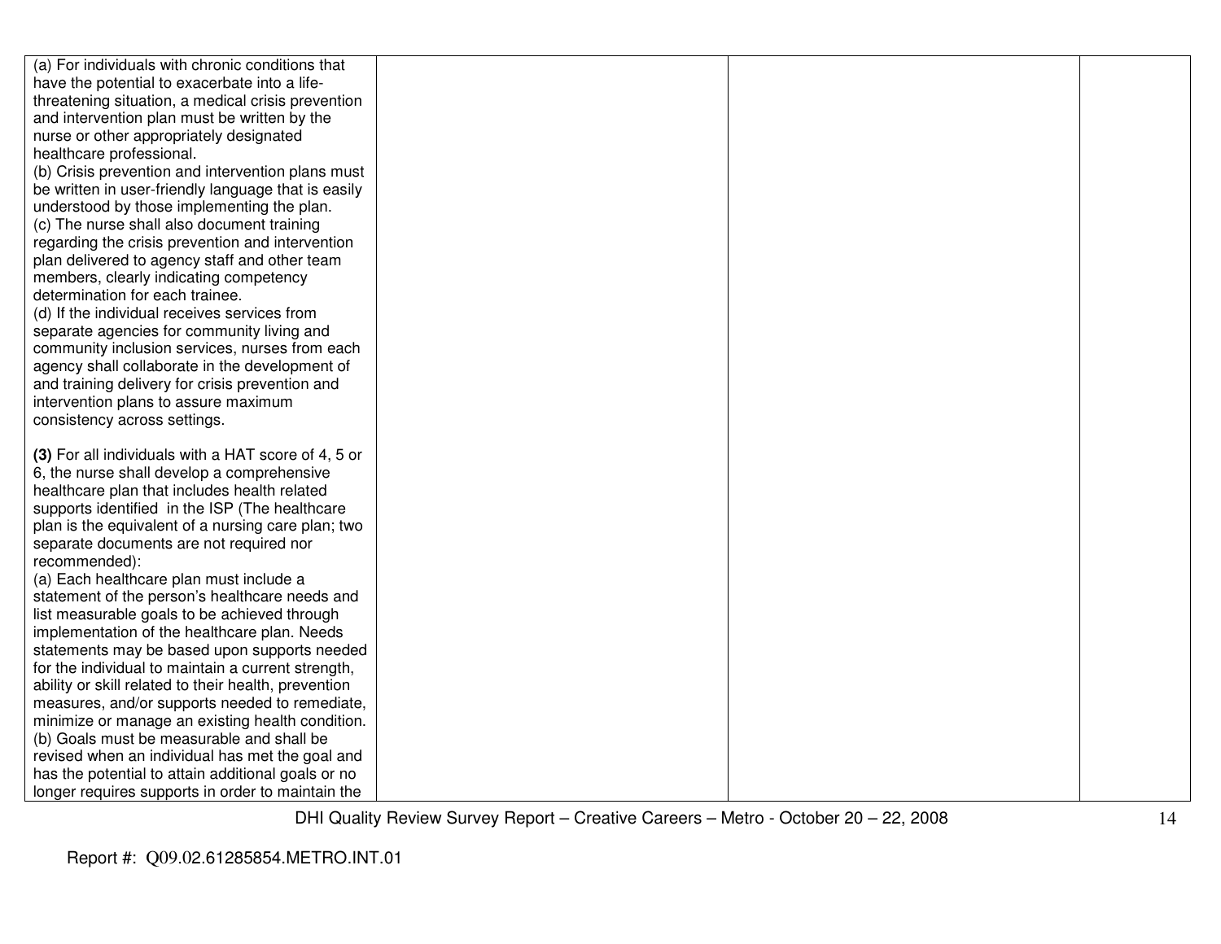| | | | |
|---|---|---|---|
| (a) For individuals with chronic conditions that have the potential to exacerbate into a life-threatening situation, a medical crisis prevention and intervention plan must be written by the nurse or other appropriately designated healthcare professional.<br>(b) Crisis prevention and intervention plans must be written in user-friendly language that is easily understood by those implementing the plan.<br>(c) The nurse shall also document training regarding the crisis prevention and intervention plan delivered to agency staff and other team members, clearly indicating competency determination for each trainee.<br>(d) If the individual receives services from separate agencies for community living and community inclusion services, nurses from each agency shall collaborate in the development of and training delivery for crisis prevention and intervention plans to assure maximum consistency across settings.<br><br>**(3)** For all individuals with a HAT score of 4, 5 or 6, the nurse shall develop a comprehensive healthcare plan that includes health related supports identified in the ISP (The healthcare plan is the equivalent of a nursing care plan; two separate documents are not required nor recommended):<br>(a) Each healthcare plan must include a statement of the person's healthcare needs and list measurable goals to be achieved through implementation of the healthcare plan. Needs statements may be based upon supports needed for the individual to maintain a current strength, ability or skill related to their health, prevention measures, and/or supports needed to remediate, minimize or manage an existing health condition.<br>(b) Goals must be measurable and shall be revised when an individual has met the goal and has the potential to attain additional goals or no longer requires supports in order to maintain the | | | |

Report #: Q09.02.61285854.METRO.INT.01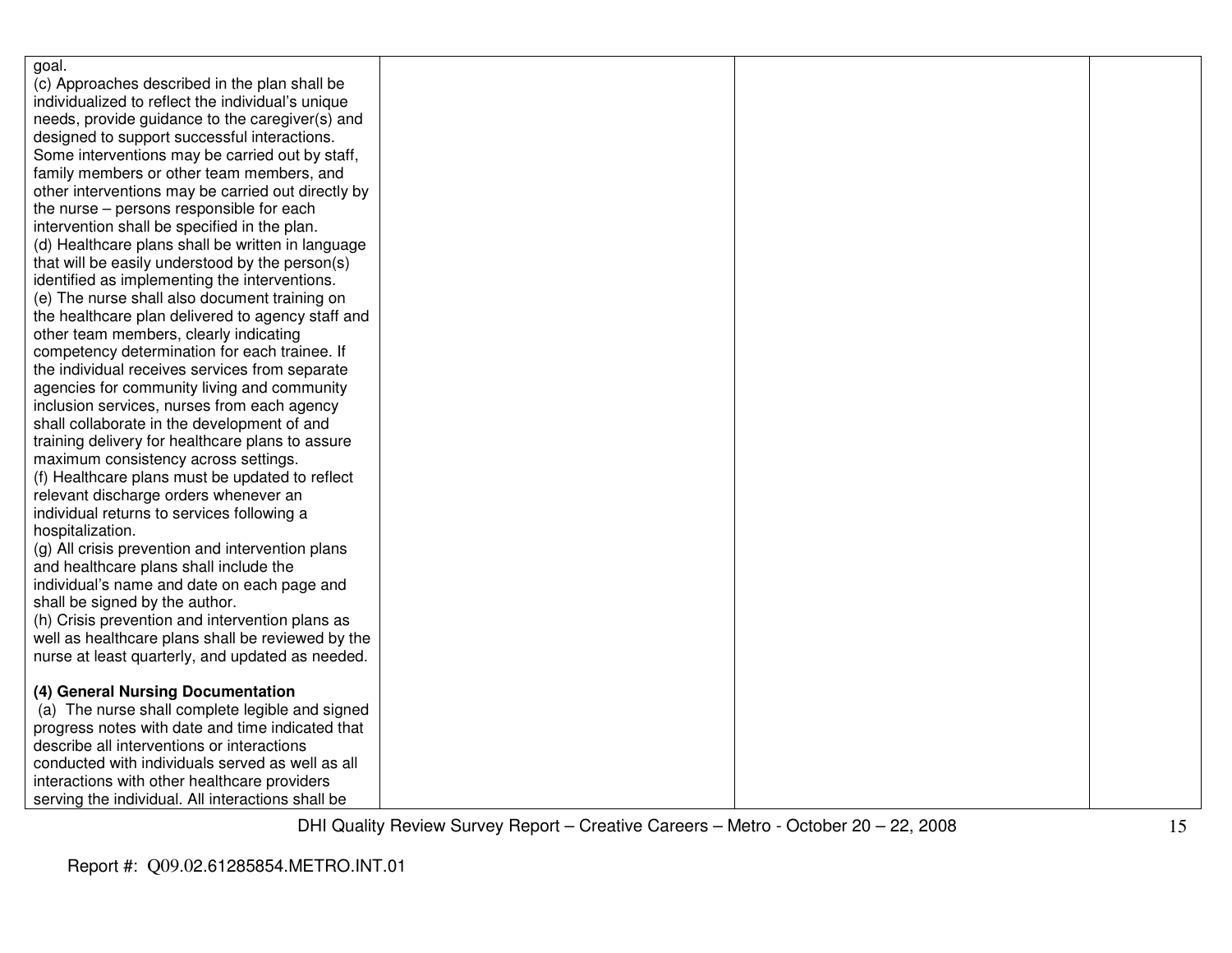| | | | |
|---|---|---|---|
| goal.<br>(c) Approaches described in the plan shall be individualized to reflect the individual's unique needs, provide guidance to the caregiver(s) and designed to support successful interactions. Some interventions may be carried out by staff, family members or other team members, and other interventions may be carried out directly by the nurse – persons responsible for each intervention shall be specified in the plan.<br>(d) Healthcare plans shall be written in language that will be easily understood by the person(s) identified as implementing the interventions.<br>(e) The nurse shall also document training on the healthcare plan delivered to agency staff and other team members, clearly indicating competency determination for each trainee. If the individual receives services from separate agencies for community living and community inclusion services, nurses from each agency shall collaborate in the development of and training delivery for healthcare plans to assure maximum consistency across settings.<br>(f) Healthcare plans must be updated to reflect relevant discharge orders whenever an individual returns to services following a hospitalization.<br>(g) All crisis prevention and intervention plans and healthcare plans shall include the individual's name and date on each page and shall be signed by the author.<br>(h) Crisis prevention and intervention plans as well as healthcare plans shall be reviewed by the nurse at least quarterly, and updated as needed.<br><br>**(4) General Nursing Documentation**<br>(a) The nurse shall complete legible and signed progress notes with date and time indicated that describe all interventions or interactions conducted with individuals served as well as all interactions with other healthcare providers serving the individual. All interactions shall be | | | |

DHI Quality Review Survey Report – Creative Careers – Metro - October 20 – 22, 2008

Report #: Q09.02.61285854.METRO.INT.01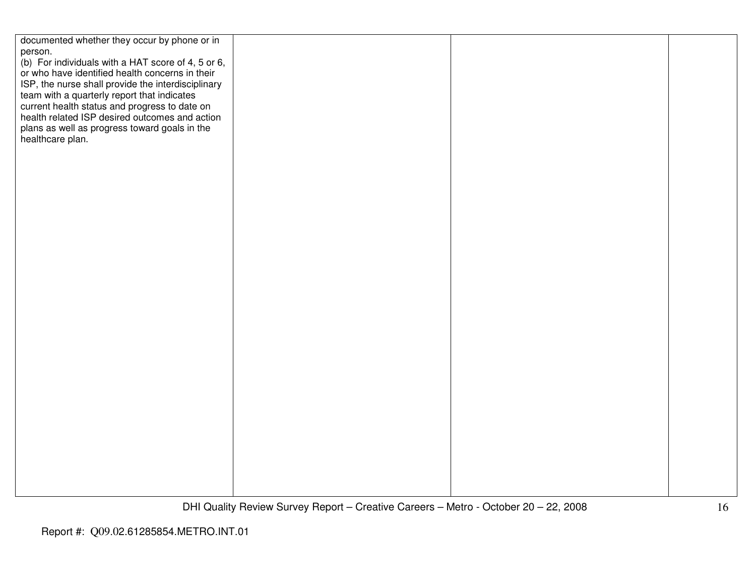| | | | |
|---|---|---|---|
| documented whether they occur by phone or in person.<br>(b) For individuals with a HAT score of 4, 5 or 6, or who have identified health concerns in their ISP, the nurse shall provide the interdisciplinary team with a quarterly report that indicates current health status and progress to date on health related ISP desired outcomes and action plans as well as progress toward goals in the healthcare plan. | | | |

Report #: Q09.02.61285854.METRO.INT.01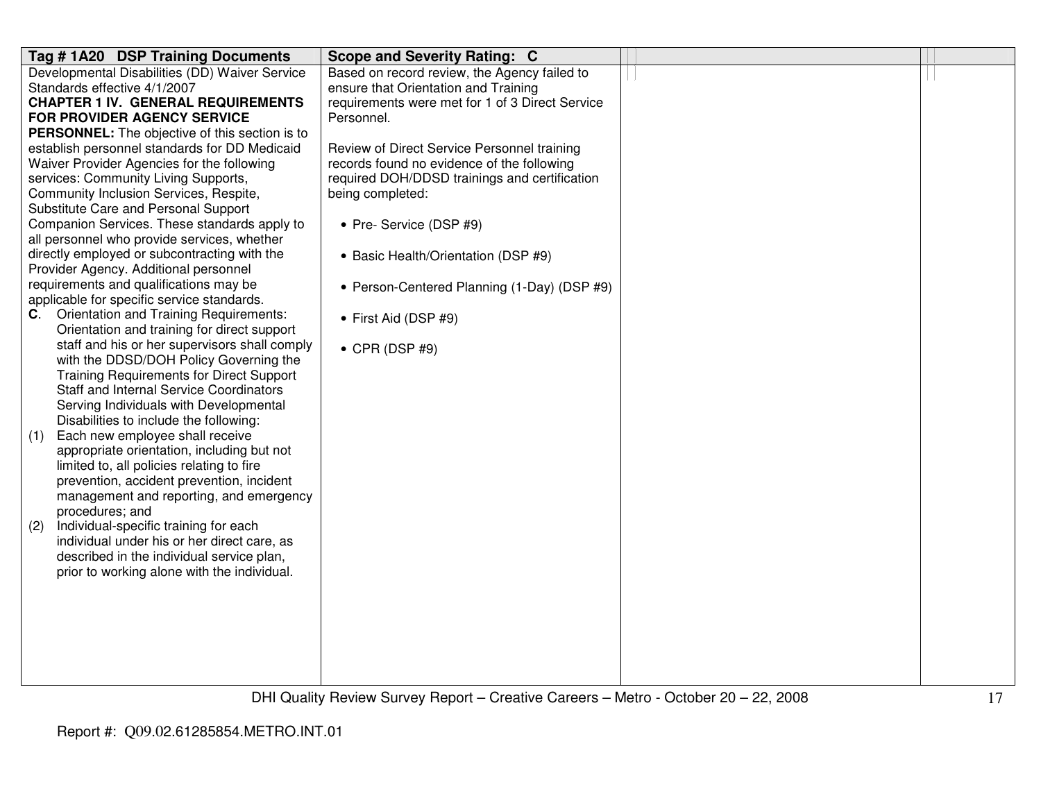| Tag # 1A20 DSP Training Documents | Scope and Severity Rating: C | | |
|---|---|---|---|
| Developmental Disabilities (DD) Waiver Service Standards effective 4/1/2007<br>**CHAPTER 1 IV. GENERAL REQUIREMENTS FOR PROVIDER AGENCY SERVICE PERSONNEL:** The objective of this section is to establish personnel standards for DD Medicaid Waiver Provider Agencies for the following services: Community Living Supports, Community Inclusion Services, Respite, Substitute Care and Personal Support Companion Services. These standards apply to all personnel who provide services, whether directly employed or subcontracting with the Provider Agency. Additional personnel requirements and qualifications may be applicable for specific service standards.<br>**C**. Orientation and Training Requirements: Orientation and training for direct support staff and his or her supervisors shall comply with the DDSD/DOH Policy Governing the Training Requirements for Direct Support Staff and Internal Service Coordinators Serving Individuals with Developmental Disabilities to include the following:<br>(1) Each new employee shall receive appropriate orientation, including but not limited to, all policies relating to fire prevention, accident prevention, incident management and reporting, and emergency procedures; and<br>(2) Individual-specific training for each individual under his or her direct care, as described in the individual service plan, prior to working alone with the individual. | Based on record review, the Agency failed to ensure that Orientation and Training requirements were met for 1 of 3 Direct Service Personnel.<br><br>Review of Direct Service Personnel training records found no evidence of the following required DOH/DDSD trainings and certification being completed:<br><br>• Pre- Service (DSP #9)<br><br>• Basic Health/Orientation (DSP #9)<br><br>• Person-Centered Planning (1-Day) (DSP #9)<br><br>• First Aid (DSP #9)<br><br>• CPR (DSP #9) | | |

DHI Quality Review Survey Report – Creative Careers – Metro - October 20 – 22, 2008

Report #: Q09.02.61285854.METRO.INT.01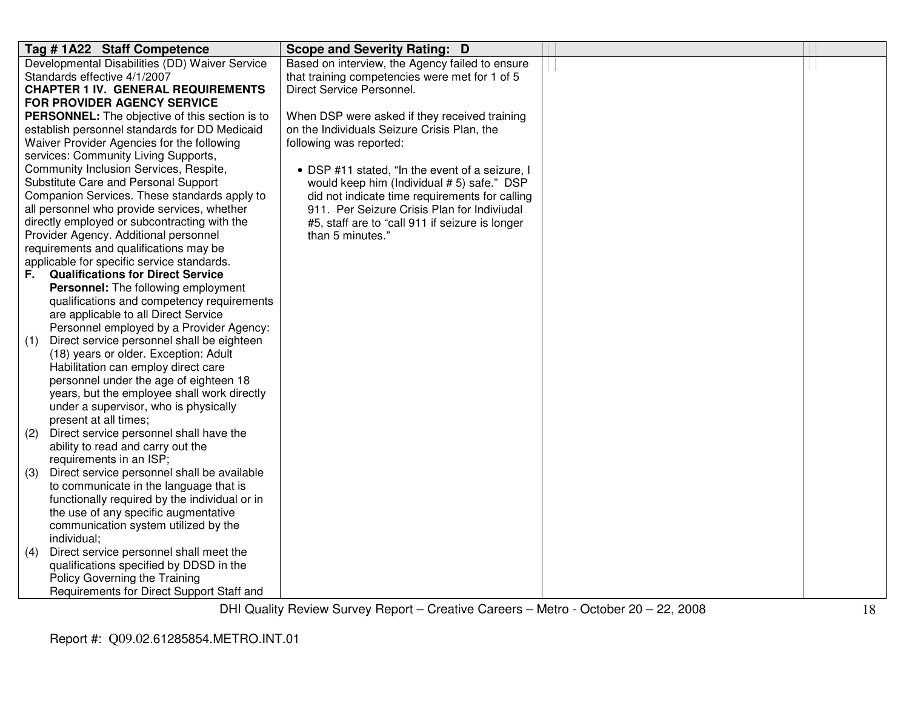| Tag # 1A22 Staff Competence | Scope and Severity Rating: D | | |
|---|---|---|---|
| Developmental Disabilities (DD) Waiver Service Standards effective 4/1/2007<br>**CHAPTER 1 IV. GENERAL REQUIREMENTS FOR PROVIDER AGENCY SERVICE PERSONNEL:** The objective of this section is to establish personnel standards for DD Medicaid Waiver Provider Agencies for the following services: Community Living Supports, Community Inclusion Services, Respite, Substitute Care and Personal Support Companion Services. These standards apply to all personnel who provide services, whether directly employed or subcontracting with the Provider Agency. Additional personnel requirements and qualifications may be applicable for specific service standards.<br>**F. Qualifications for Direct Service Personnel:** The following employment qualifications and competency requirements are applicable to all Direct Service Personnel employed by a Provider Agency:<br>(1) Direct service personnel shall be eighteen (18) years or older. Exception: Adult Habilitation can employ direct care personnel under the age of eighteen 18 years, but the employee shall work directly under a supervisor, who is physically present at all times;<br>(2) Direct service personnel shall have the ability to read and carry out the requirements in an ISP;<br>(3) Direct service personnel shall be available to communicate in the language that is functionally required by the individual or in the use of any specific augmentative communication system utilized by the individual;<br>(4) Direct service personnel shall meet the qualifications specified by DDSD in the Policy Governing the Training Requirements for Direct Support Staff and | Based on interview, the Agency failed to ensure that training competencies were met for 1 of 5 Direct Service Personnel.<br><br>When DSP were asked if they received training on the Individuals Seizure Crisis Plan, the following was reported:<br><br>• DSP #11 stated, "In the event of a seizure, I would keep him (Individual # 5) safe." DSP did not indicate time requirements for calling 911. Per Seizure Crisis Plan for Indiviudal #5, staff are to "call 911 if seizure is longer than 5 minutes." | | |

DHI Quality Review Survey Report – Creative Careers – Metro - October 20 – 22, 2008

Report #: Q09.02.61285854.METRO.INT.01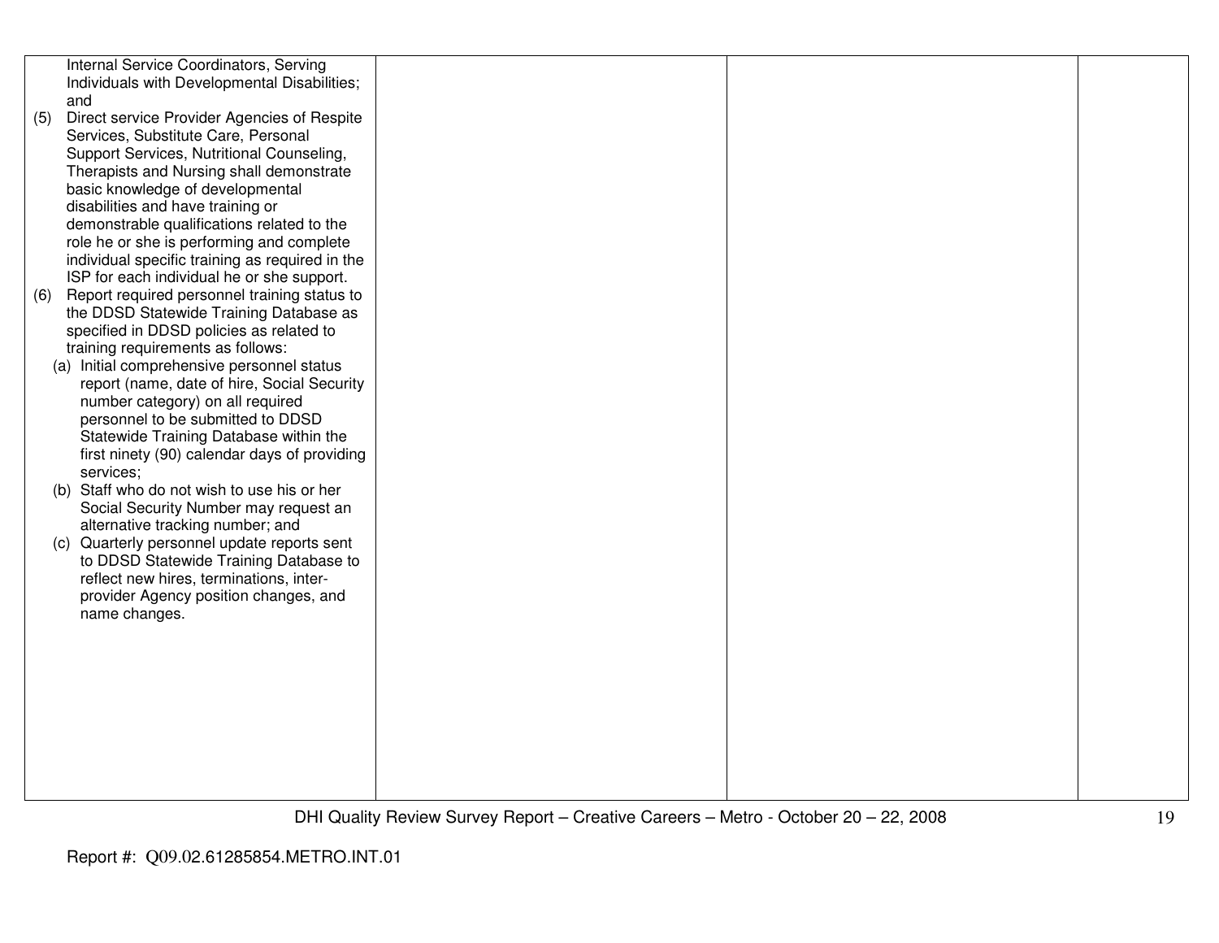| | | | |
|---|---|---|---|
| Internal Service Coordinators, Serving Individuals with Developmental Disabilities; and<br>(5) Direct service Provider Agencies of Respite Services, Substitute Care, Personal Support Services, Nutritional Counseling, Therapists and Nursing shall demonstrate basic knowledge of developmental disabilities and have training or demonstrable qualifications related to the role he or she is performing and complete individual specific training as required in the ISP for each individual he or she support.<br>(6) Report required personnel training status to the DDSD Statewide Training Database as specified in DDSD policies as related to training requirements as follows:<br>(a) Initial comprehensive personnel status report (name, date of hire, Social Security number category) on all required personnel to be submitted to DDSD Statewide Training Database within the first ninety (90) calendar days of providing services;<br>(b) Staff who do not wish to use his or her Social Security Number may request an alternative tracking number; and<br>(c) Quarterly personnel update reports sent to DDSD Statewide Training Database to reflect new hires, terminations, inter-provider Agency position changes, and name changes. | | | |

Report #: Q09.02.61285854.METRO.INT.01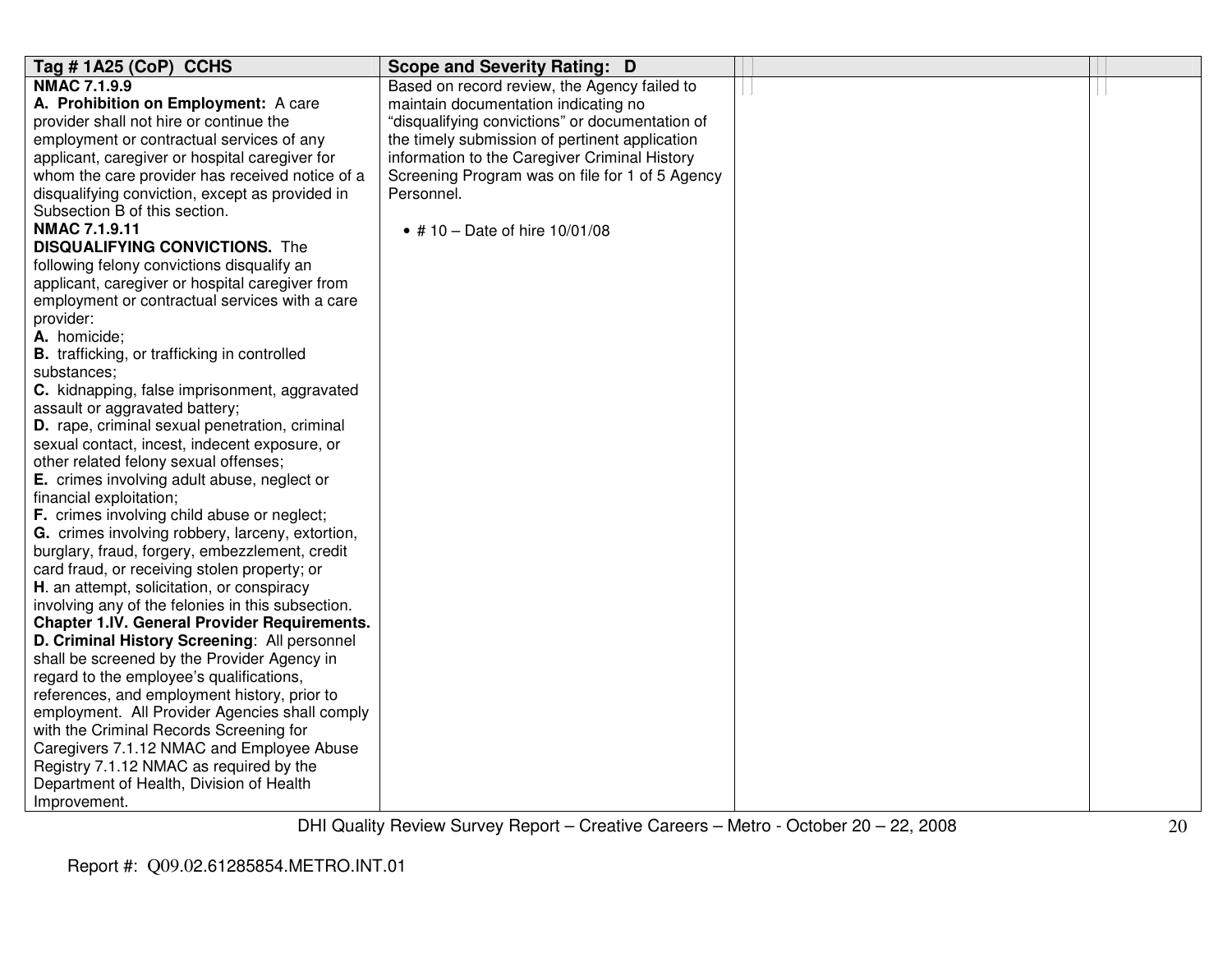| Tag # 1A25 (CoP) CCHS | Scope and Severity Rating: D | | |
|---|---|---|---|
| **NMAC 7.1.9.9**<br>**A. Prohibition on Employment:** A care provider shall not hire or continue the employment or contractual services of any applicant, caregiver or hospital caregiver for whom the care provider has received notice of a disqualifying conviction, except as provided in Subsection B of this section.<br>**NMAC 7.1.9.11**<br>**DISQUALIFYING CONVICTIONS.** The following felony convictions disqualify an applicant, caregiver or hospital caregiver from employment or contractual services with a care provider:<br>**A.** homicide;<br>**B.** trafficking, or trafficking in controlled substances;<br>**C.** kidnapping, false imprisonment, aggravated assault or aggravated battery;<br>**D.** rape, criminal sexual penetration, criminal sexual contact, incest, indecent exposure, or other related felony sexual offenses;<br>**E.** crimes involving adult abuse, neglect or financial exploitation;<br>**F.** crimes involving child abuse or neglect;<br>**G.** crimes involving robbery, larceny, extortion, burglary, fraud, forgery, embezzlement, credit card fraud, or receiving stolen property; or<br>**H**. an attempt, solicitation, or conspiracy involving any of the felonies in this subsection.<br>**Chapter 1.IV. General Provider Requirements.**<br>**D. Criminal History Screening**: All personnel shall be screened by the Provider Agency in regard to the employee's qualifications, references, and employment history, prior to employment. All Provider Agencies shall comply with the Criminal Records Screening for Caregivers 7.1.12 NMAC and Employee Abuse Registry 7.1.12 NMAC as required by the Department of Health, Division of Health Improvement. | Based on record review, the Agency failed to maintain documentation indicating no "disqualifying convictions" or documentation of the timely submission of pertinent application information to the Caregiver Criminal History Screening Program was on file for 1 of 5 Agency Personnel.<br><br>• # 10 – Date of hire 10/01/08 | | |

DHI Quality Review Survey Report – Creative Careers – Metro - October 20 – 22, 2008

Report #: Q09.02.61285854.METRO.INT.01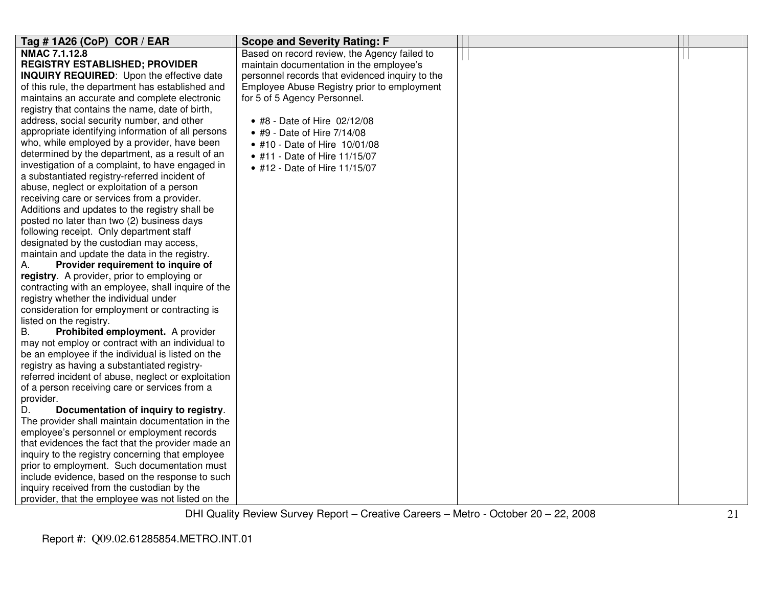| Tag # 1A26 (CoP) COR / EAR | Scope and Severity Rating: F | | |
|---|---|---|---|
| **NMAC 7.1.12.8**<br>**REGISTRY ESTABLISHED; PROVIDER INQUIRY REQUIRED**: Upon the effective date of this rule, the department has established and maintains an accurate and complete electronic registry that contains the name, date of birth, address, social security number, and other appropriate identifying information of all persons who, while employed by a provider, have been determined by the department, as a result of an investigation of a complaint, to have engaged in a substantiated registry-referred incident of abuse, neglect or exploitation of a person receiving care or services from a provider. Additions and updates to the registry shall be posted no later than two (2) business days following receipt. Only department staff designated by the custodian may access, maintain and update the data in the registry.<br>A. **Provider requirement to inquire of registry**. A provider, prior to employing or contracting with an employee, shall inquire of the registry whether the individual under consideration for employment or contracting is listed on the registry.<br>B. **Prohibited employment.** A provider may not employ or contract with an individual to be an employee if the individual is listed on the registry as having a substantiated registry-referred incident of abuse, neglect or exploitation of a person receiving care or services from a provider.<br>D. **Documentation of inquiry to registry**. The provider shall maintain documentation in the employee's personnel or employment records that evidences the fact that the provider made an inquiry to the registry concerning that employee prior to employment. Such documentation must include evidence, based on the response to such inquiry received from the custodian by the provider, that the employee was not listed on the | Based on record review, the Agency failed to maintain documentation in the employee's personnel records that evidenced inquiry to the Employee Abuse Registry prior to employment for 5 of 5 Agency Personnel.<br><br>• #8 - Date of Hire 02/12/08<br>• #9 - Date of Hire 7/14/08<br>• #10 - Date of Hire 10/01/08<br>• #11 - Date of Hire 11/15/07<br>• #12 - Date of Hire 11/15/07 | | |

Report #: Q09.02.61285854.METRO.INT.01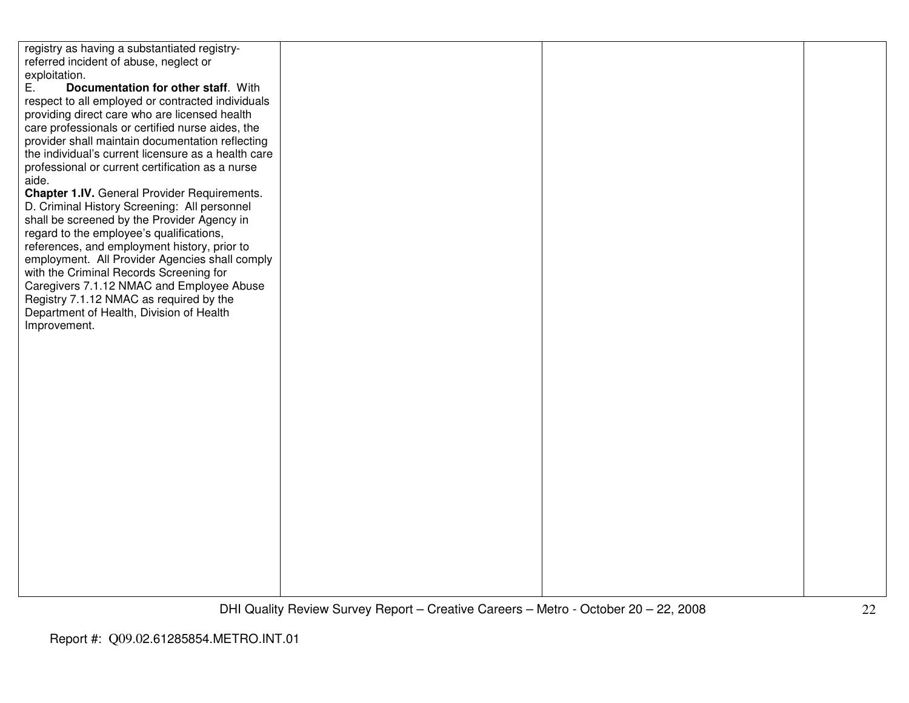| | | | |
|---|---|---|---|
| registry as having a substantiated registry-referred incident of abuse, neglect or exploitation.<br>E. **Documentation for other staff**. With respect to all employed or contracted individuals providing direct care who are licensed health care professionals or certified nurse aides, the provider shall maintain documentation reflecting the individual's current licensure as a health care professional or current certification as a nurse aide.<br>**Chapter 1.IV.** General Provider Requirements. D. Criminal History Screening: All personnel shall be screened by the Provider Agency in regard to the employee's qualifications, references, and employment history, prior to employment. All Provider Agencies shall comply with the Criminal Records Screening for Caregivers 7.1.12 NMAC and Employee Abuse Registry 7.1.12 NMAC as required by the Department of Health, Division of Health Improvement. | | | |

Report #: Q09.02.61285854.METRO.INT.01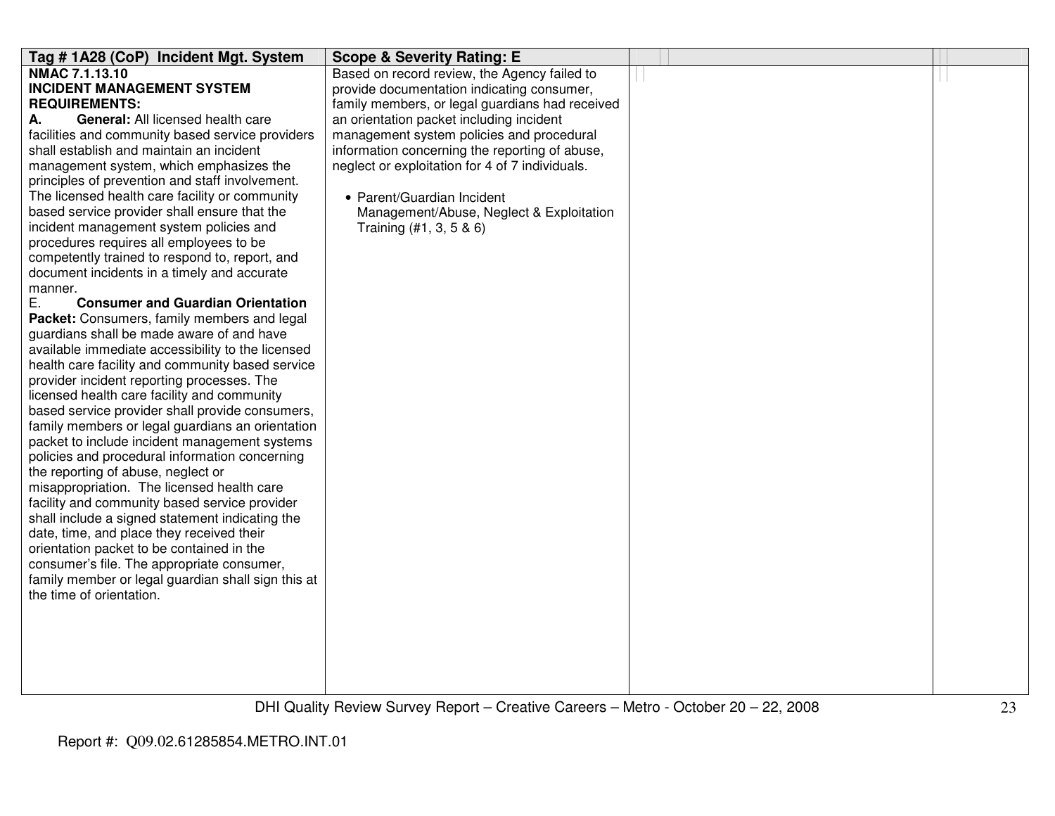| Tag # 1A28 (CoP) Incident Mgt. System | Scope & Severity Rating: E | | |
|---|---|---|---|
| **NMAC 7.1.13.10**<br>**INCIDENT MANAGEMENT SYSTEM REQUIREMENTS:**<br>**A. General:** All licensed health care facilities and community based service providers shall establish and maintain an incident management system, which emphasizes the principles of prevention and staff involvement. The licensed health care facility or community based service provider shall ensure that the incident management system policies and procedures requires all employees to be competently trained to respond to, report, and document incidents in a timely and accurate manner.<br>E. **Consumer and Guardian Orientation Packet:** Consumers, family members and legal guardians shall be made aware of and have available immediate accessibility to the licensed health care facility and community based service provider incident reporting processes. The licensed health care facility and community based service provider shall provide consumers, family members or legal guardians an orientation packet to include incident management systems policies and procedural information concerning the reporting of abuse, neglect or misappropriation. The licensed health care facility and community based service provider shall include a signed statement indicating the date, time, and place they received their orientation packet to be contained in the consumer's file. The appropriate consumer, family member or legal guardian shall sign this at the time of orientation. | Based on record review, the Agency failed to provide documentation indicating consumer, family members, or legal guardians had received an orientation packet including incident management system policies and procedural information concerning the reporting of abuse, neglect or exploitation for 4 of 7 individuals.<br><br>• Parent/Guardian Incident Management/Abuse, Neglect & Exploitation Training (#1, 3, 5 & 6) | | |

Report #: Q09.02.61285854.METRO.INT.01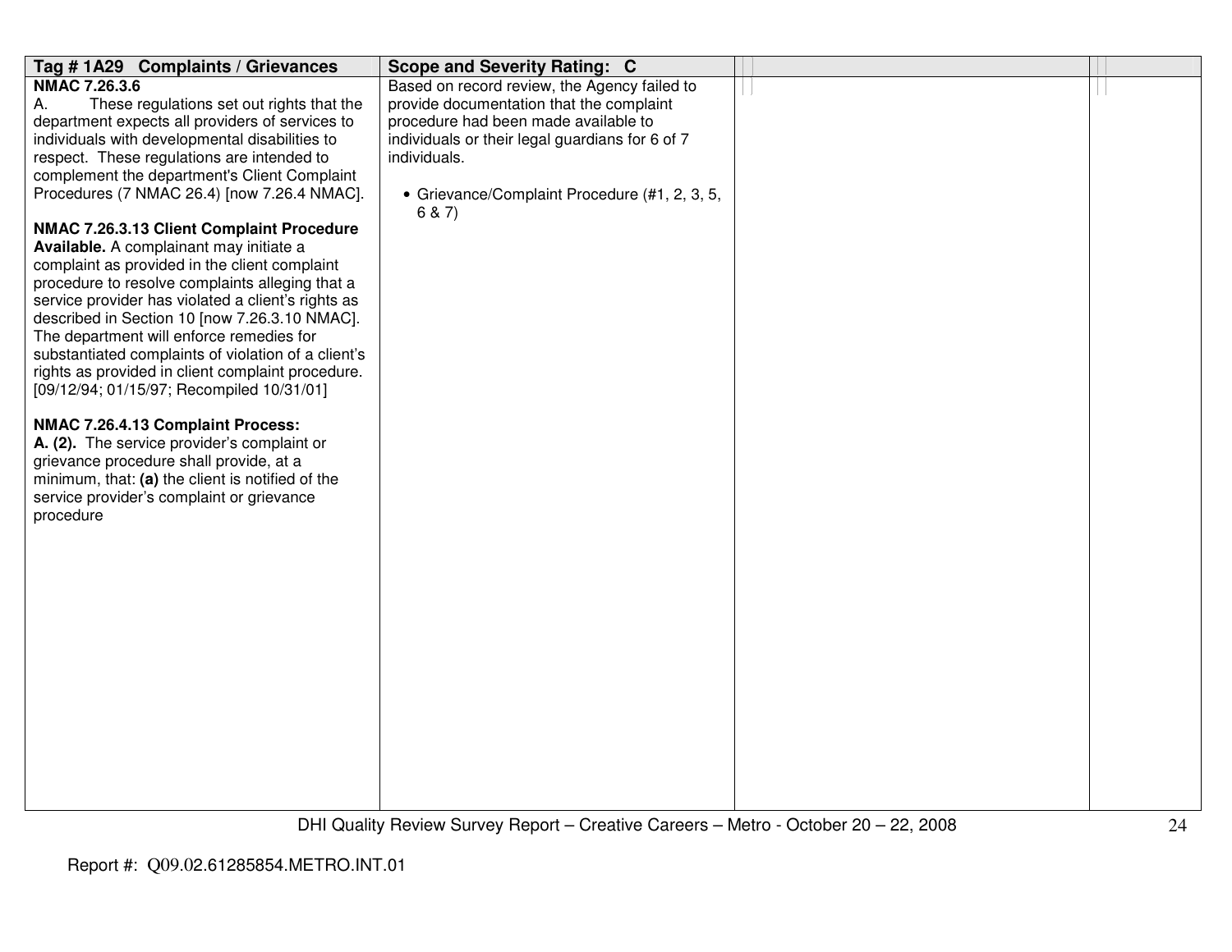| Tag # 1A29 Complaints / Grievances | Scope and Severity Rating: C | | |
|---|---|---|---|
| **NMAC 7.26.3.6**<br>A. These regulations set out rights that the department expects all providers of services to individuals with developmental disabilities to respect. These regulations are intended to complement the department's Client Complaint Procedures (7 NMAC 26.4) [now 7.26.4 NMAC].<br><br>**NMAC 7.26.3.13 Client Complaint Procedure Available.** A complainant may initiate a complaint as provided in the client complaint procedure to resolve complaints alleging that a service provider has violated a client's rights as described in Section 10 [now 7.26.3.10 NMAC]. The department will enforce remedies for substantiated complaints of violation of a client's rights as provided in client complaint procedure. [09/12/94; 01/15/97; Recompiled 10/31/01]<br><br>**NMAC 7.26.4.13 Complaint Process:**<br>**A. (2).** The service provider's complaint or grievance procedure shall provide, at a minimum, that: **(a)** the client is notified of the service provider's complaint or grievance procedure | Based on record review, the Agency failed to provide documentation that the complaint procedure had been made available to individuals or their legal guardians for 6 of 7 individuals.<br><br>• Grievance/Complaint Procedure (#1, 2, 3, 5, 6 & 7) | | |

DHI Quality Review Survey Report – Creative Careers – Metro - October 20 – 22, 2008

Report #: Q09.02.61285854.METRO.INT.01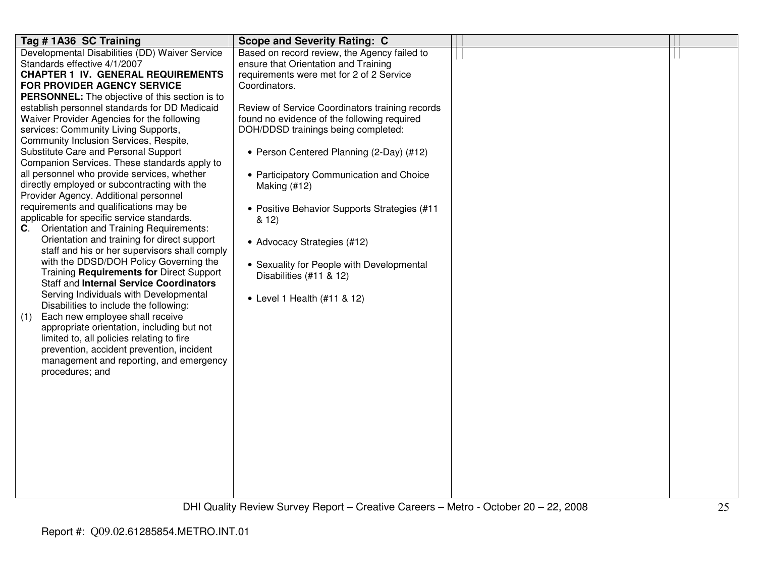| Tag # 1A36 SC Training | Scope and Severity Rating: C | | |
|---|---|---|---|
| Developmental Disabilities (DD) Waiver Service Standards effective 4/1/2007<br>**CHAPTER 1 IV. GENERAL REQUIREMENTS FOR PROVIDER AGENCY SERVICE PERSONNEL:** The objective of this section is to establish personnel standards for DD Medicaid Waiver Provider Agencies for the following services: Community Living Supports, Community Inclusion Services, Respite, Substitute Care and Personal Support Companion Services. These standards apply to all personnel who provide services, whether directly employed or subcontracting with the Provider Agency. Additional personnel requirements and qualifications may be applicable for specific service standards.<br>**C**. Orientation and Training Requirements: Orientation and training for direct support staff and his or her supervisors shall comply with the DDSD/DOH Policy Governing the Training **Requirements for** Direct Support Staff and **Internal Service Coordinators** Serving Individuals with Developmental Disabilities to include the following:<br>(1) Each new employee shall receive appropriate orientation, including but not limited to, all policies relating to fire prevention, accident prevention, incident management and reporting, and emergency procedures; and | Based on record review, the Agency failed to ensure that Orientation and Training requirements were met for 2 of 2 Service Coordinators.<br><br>Review of Service Coordinators training records found no evidence of the following required DOH/DDSD trainings being completed:<br><br>• Person Centered Planning (2-Day) (#12)<br><br>• Participatory Communication and Choice Making (#12)<br><br>• Positive Behavior Supports Strategies (#11 & 12)<br><br>• Advocacy Strategies (#12)<br><br>• Sexuality for People with Developmental Disabilities (#11 & 12)<br><br>• Level 1 Health (#11 & 12) | | |

Report #: Q09.02.61285854.METRO.INT.01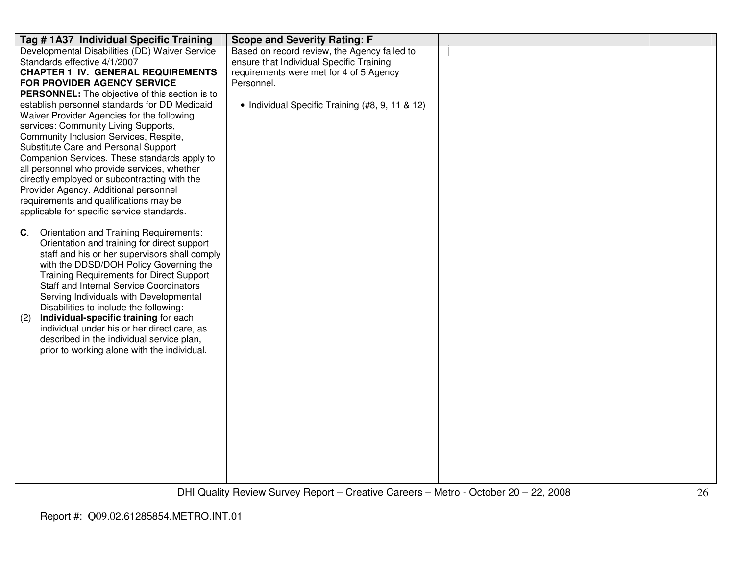| Tag # 1A37 Individual Specific Training | Scope and Severity Rating: F | | |
|---|---|---|---|
| Developmental Disabilities (DD) Waiver Service Standards effective 4/1/2007<br>**CHAPTER 1 IV. GENERAL REQUIREMENTS FOR PROVIDER AGENCY SERVICE PERSONNEL:** The objective of this section is to establish personnel standards for DD Medicaid Waiver Provider Agencies for the following services: Community Living Supports, Community Inclusion Services, Respite, Substitute Care and Personal Support Companion Services. These standards apply to all personnel who provide services, whether directly employed or subcontracting with the Provider Agency. Additional personnel requirements and qualifications may be applicable for specific service standards.<br><br>**C**. Orientation and Training Requirements: Orientation and training for direct support staff and his or her supervisors shall comply with the DDSD/DOH Policy Governing the Training Requirements for Direct Support Staff and Internal Service Coordinators Serving Individuals with Developmental Disabilities to include the following:<br>(2) **Individual-specific training** for each individual under his or her direct care, as described in the individual service plan, prior to working alone with the individual. | Based on record review, the Agency failed to ensure that Individual Specific Training requirements were met for 4 of 5 Agency Personnel.<br><br>• Individual Specific Training (#8, 9, 11 & 12) | | |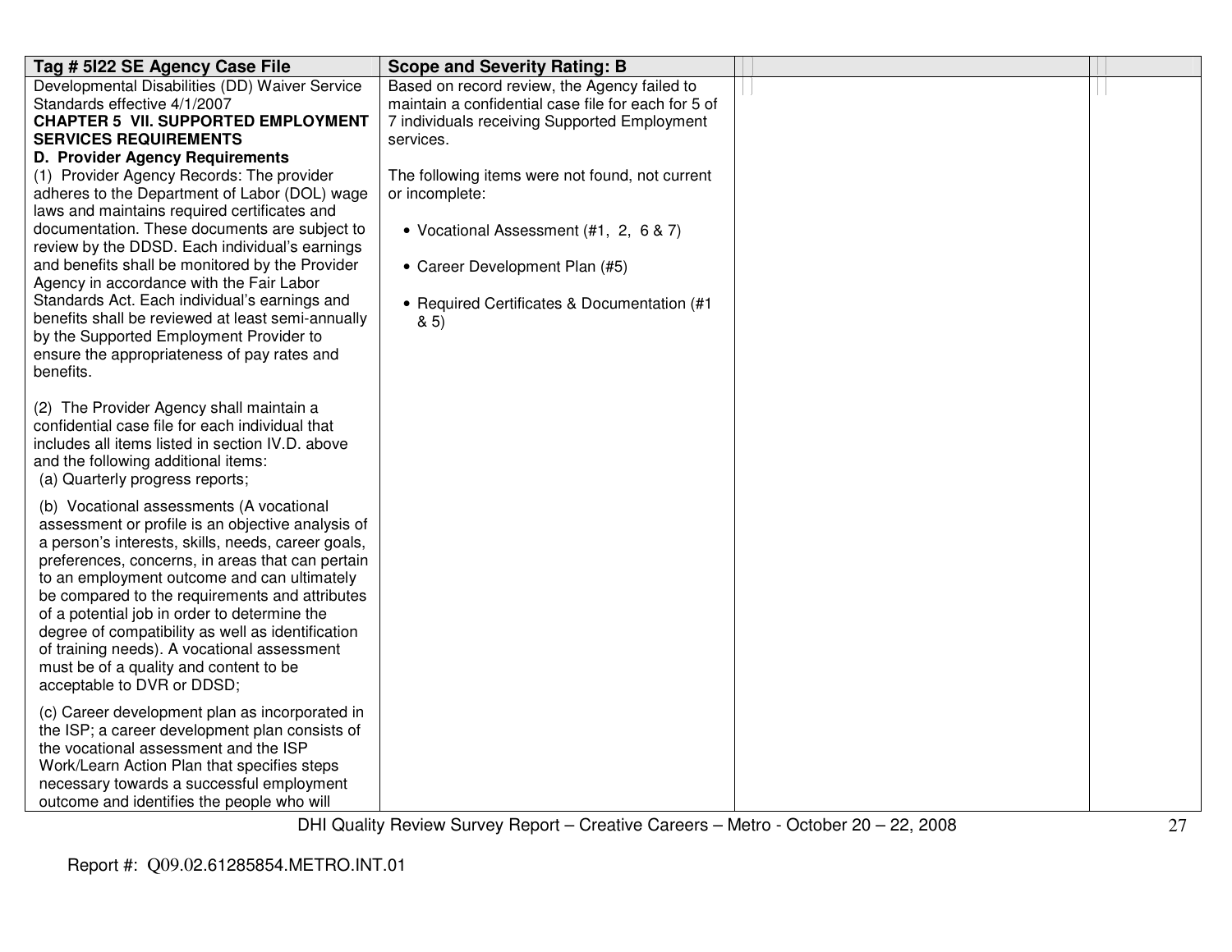| Tag # 5I22 SE Agency Case File | Scope and Severity Rating: B | | |
|---|---|---|---|
| Developmental Disabilities (DD) Waiver Service Standards effective 4/1/2007<br>**CHAPTER 5 VII. SUPPORTED EMPLOYMENT SERVICES REQUIREMENTS**<br>**D. Provider Agency Requirements**<br>(1) Provider Agency Records: The provider adheres to the Department of Labor (DOL) wage laws and maintains required certificates and documentation. These documents are subject to review by the DDSD. Each individual's earnings and benefits shall be monitored by the Provider Agency in accordance with the Fair Labor Standards Act. Each individual's earnings and benefits shall be reviewed at least semi-annually by the Supported Employment Provider to ensure the appropriateness of pay rates and benefits.<br><br>(2) The Provider Agency shall maintain a confidential case file for each individual that includes all items listed in section IV.D. above and the following additional items:<br>(a) Quarterly progress reports;<br><br>(b) Vocational assessments (A vocational assessment or profile is an objective analysis of a person's interests, skills, needs, career goals, preferences, concerns, in areas that can pertain to an employment outcome and can ultimately be compared to the requirements and attributes of a potential job in order to determine the degree of compatibility as well as identification of training needs). A vocational assessment must be of a quality and content to be acceptable to DVR or DDSD;<br><br>(c) Career development plan as incorporated in the ISP; a career development plan consists of the vocational assessment and the ISP Work/Learn Action Plan that specifies steps necessary towards a successful employment outcome and identifies the people who will | Based on record review, the Agency failed to maintain a confidential case file for each for 5 of 7 individuals receiving Supported Employment services.<br><br>The following items were not found, not current or incomplete:<br><br>• Vocational Assessment (#1, 2, 6 & 7)<br><br>• Career Development Plan (#5)<br><br>• Required Certificates & Documentation (#1 & 5) | | |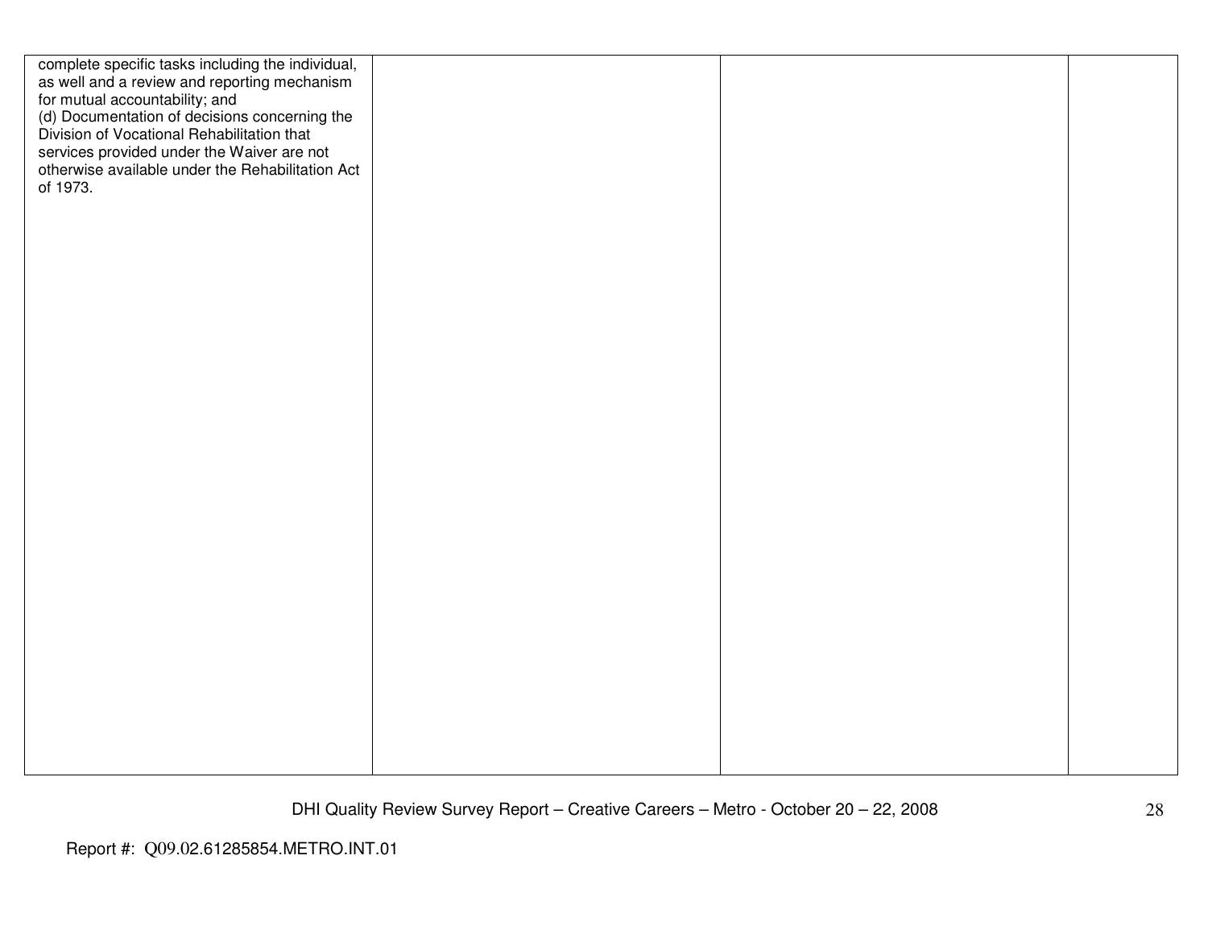| | | | |
|---|---|---|---|
| complete specific tasks including the individual, as well and a review and reporting mechanism for mutual accountability; and<br>(d) Documentation of decisions concerning the Division of Vocational Rehabilitation that services provided under the Waiver are not otherwise available under the Rehabilitation Act of 1973. | | | |

Report #: Q09.02.61285854.METRO.INT.01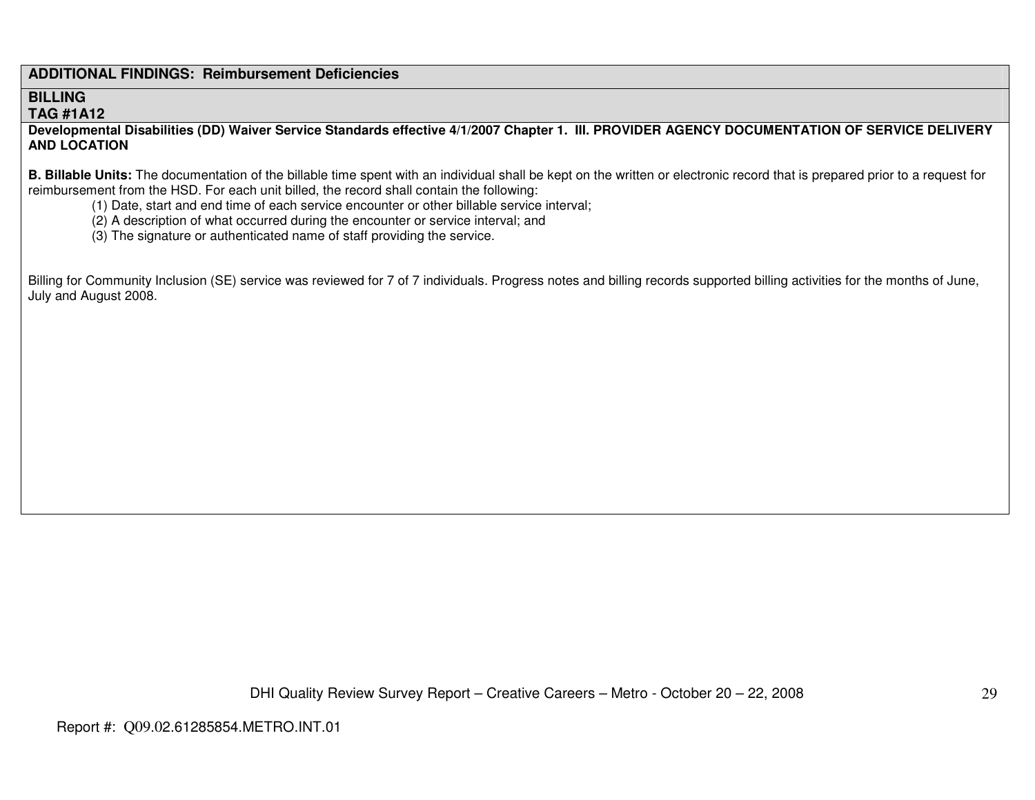**ADDITIONAL FINDINGS: Reimbursement Deficiencies**

**BILLING**
**TAG #1A12**

**Developmental Disabilities (DD) Waiver Service Standards effective 4/1/2007 Chapter 1. III. PROVIDER AGENCY DOCUMENTATION OF SERVICE DELIVERY AND LOCATION**

**B. Billable Units:** The documentation of the billable time spent with an individual shall be kept on the written or electronic record that is prepared prior to a request for reimbursement from the HSD. For each unit billed, the record shall contain the following:

(1) Date, start and end time of each service encounter or other billable service interval;
(2) A description of what occurred during the encounter or service interval; and
(3) The signature or authenticated name of staff providing the service.

Billing for Community Inclusion (SE) service was reviewed for 7 of 7 individuals. Progress notes and billing records supported billing activities for the months of June, July and August 2008.